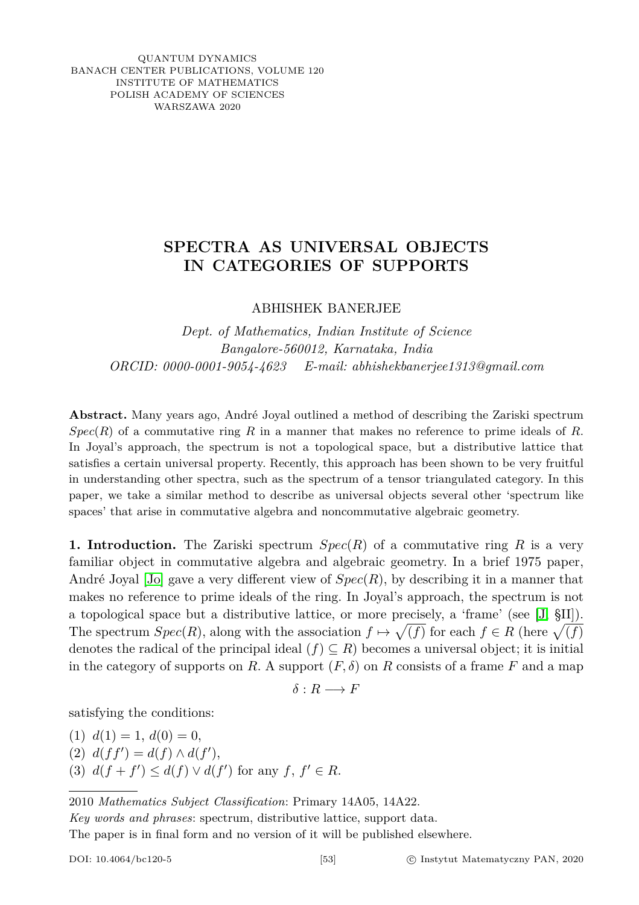QUANTUM DYNAMICS
BANACH CENTER PUBLICATIONS, VOLUME 120
INSTITUTE OF MATHEMATICS
POLISH ACADEMY OF SCIENCES
WARSZAWA 2020

# SPECTRA AS UNIVERSAL OBJECTS IN CATEGORIES OF SUPPORTS

ABHISHEK BANERJEE

*Dept. of Mathematics, Indian Institute of Science*
*Bangalore-560012, Karnataka, India*
*ORCID: 0000-0001-9054-4623 E-mail: abhishekbanerjee1313@gmail.com*

**Abstract.** Many years ago, André Joyal outlined a method of describing the Zariski spectrum $Spec(R)$ of a commutative ring $R$ in a manner that makes no reference to prime ideals of $R$. In Joyal's approach, the spectrum is not a topological space, but a distributive lattice that satisfies a certain universal property. Recently, this approach has been shown to be very fruitful in understanding other spectra, such as the spectrum of a tensor triangulated category. In this paper, we take a similar method to describe as universal objects several other 'spectrum like spaces' that arise in commutative algebra and noncommutative algebraic geometry.

**1. Introduction.** The Zariski spectrum $Spec(R)$ of a commutative ring $R$ is a very familiar object in commutative algebra and algebraic geometry. In a brief 1975 paper, André Joyal [Jo] gave a very different view of $Spec(R)$, by describing it in a manner that makes no reference to prime ideals of the ring. In Joyal's approach, the spectrum is not a topological space but a distributive lattice, or more precisely, a 'frame' (see [J, §II]). The spectrum $Spec(R)$, along with the association $f \mapsto \sqrt{(f)}$ for each $f \in R$ (here $\sqrt{(f)}$ denotes the radical of the principal ideal $(f) \subseteq R$) becomes a universal object; it is initial in the category of supports on $R$. A support $(F, \delta)$ on $R$ consists of a frame $F$ and a map

$$\delta : R \longrightarrow F$$

satisfying the conditions:

(1) $d(1) = 1$, $d(0) = 0$,
(2) $d(ff') = d(f) \wedge d(f')$,
(3) $d(f + f') \leq d(f) \vee d(f')$ for any $f$, $f' \in R$.

---

2010 *Mathematics Subject Classification*: Primary 14A05, 14A22.
*Key words and phrases*: spectrum, distributive lattice, support data.
The paper is in final form and no version of it will be published elsewhere.

DOI: 10.4064/bc120-5 © Instytut Matematyczny PAN, 2020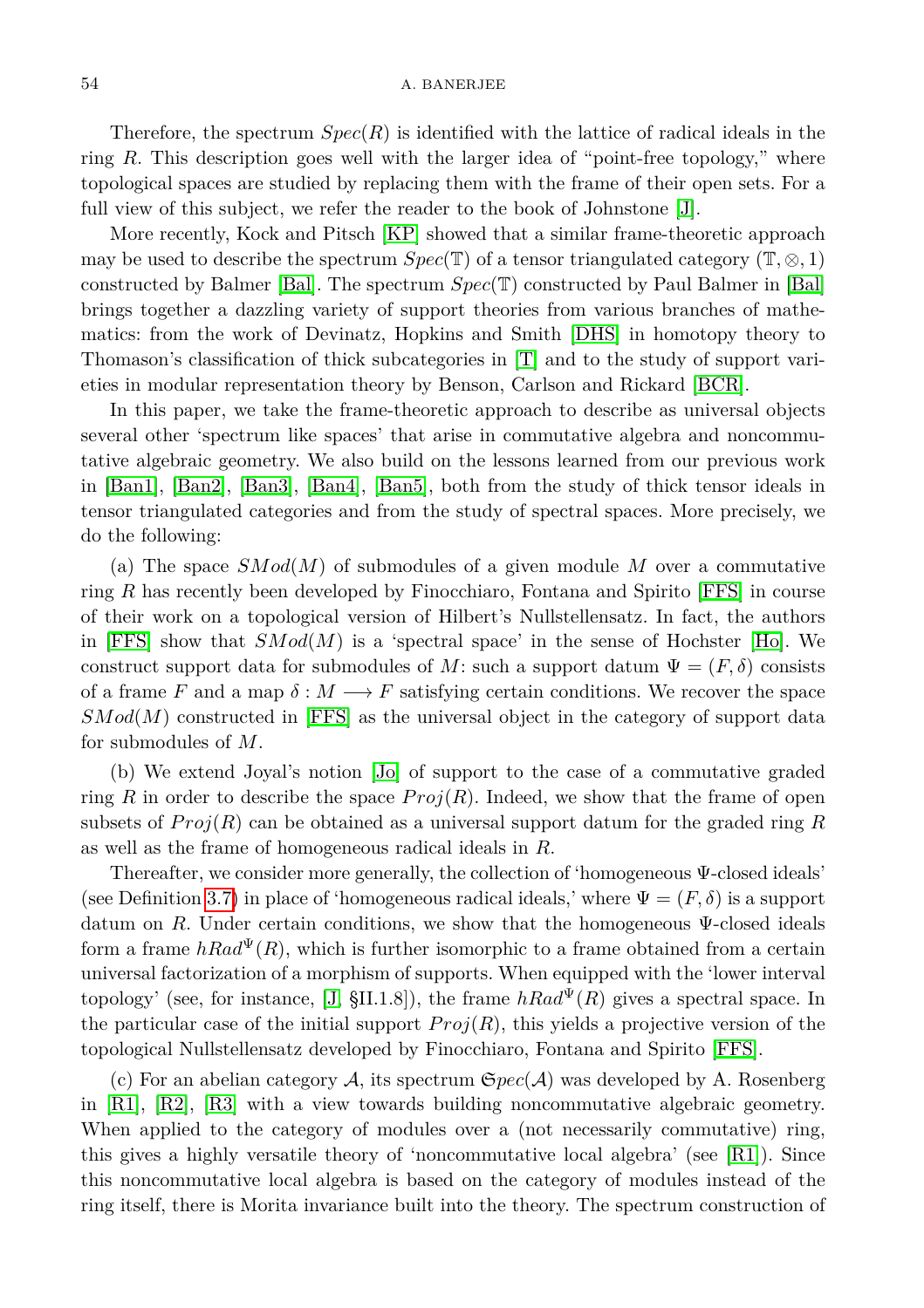Therefore, the spectrum $Spec(R)$ is identified with the lattice of radical ideals in the ring $R$. This description goes well with the larger idea of "point-free topology," where topological spaces are studied by replacing them with the frame of their open sets. For a full view of this subject, we refer the reader to the book of Johnstone [J].

More recently, Kock and Pitsch [KP] showed that a similar frame-theoretic approach may be used to describe the spectrum $Spec(\mathbb{T})$ of a tensor triangulated category $(\mathbb{T}, \otimes, 1)$ constructed by Balmer [Bal]. The spectrum $Spec(\mathbb{T})$ constructed by Paul Balmer in [Bal] brings together a dazzling variety of support theories from various branches of mathematics: from the work of Devinatz, Hopkins and Smith [DHS] in homotopy theory to Thomason's classification of thick subcategories in [T] and to the study of support varieties in modular representation theory by Benson, Carlson and Rickard [BCR].

In this paper, we take the frame-theoretic approach to describe as universal objects several other 'spectrum like spaces' that arise in commutative algebra and noncommutative algebraic geometry. We also build on the lessons learned from our previous work in [Ban1], [Ban2], [Ban3], [Ban4], [Ban5], both from the study of thick tensor ideals in tensor triangulated categories and from the study of spectral spaces. More precisely, we do the following:

(a) The space $SMod(M)$ of submodules of a given module $M$ over a commutative ring $R$ has recently been developed by Finocchiaro, Fontana and Spirito [FFS] in course of their work on a topological version of Hilbert's Nullstellensatz. In fact, the authors in [FFS] show that $SMod(M)$ is a 'spectral space' in the sense of Hochster [Ho]. We construct support data for submodules of $M$: such a support datum $\Psi = (F, \delta)$ consists of a frame $F$ and a map $\delta : M \longrightarrow F$ satisfying certain conditions. We recover the space $SMod(M)$ constructed in [FFS] as the universal object in the category of support data for submodules of $M$.

(b) We extend Joyal's notion [Jo] of support to the case of a commutative graded ring $R$ in order to describe the space $Proj(R)$. Indeed, we show that the frame of open subsets of $Proj(R)$ can be obtained as a universal support datum for the graded ring $R$ as well as the frame of homogeneous radical ideals in $R$.

Thereafter, we consider more generally, the collection of 'homogeneous $\Psi$-closed ideals' (see Definition 3.7) in place of 'homogeneous radical ideals,' where $\Psi = (F, \delta)$ is a support datum on $R$. Under certain conditions, we show that the homogeneous $\Psi$-closed ideals form a frame $hRad^{\Psi}(R)$, which is further isomorphic to a frame obtained from a certain universal factorization of a morphism of supports. When equipped with the 'lower interval topology' (see, for instance, [J, §II.1.8]), the frame $hRad^{\Psi}(R)$ gives a spectral space. In the particular case of the initial support $Proj(R)$, this yields a projective version of the topological Nullstellensatz developed by Finocchiaro, Fontana and Spirito [FFS].

(c) For an abelian category $\mathcal{A}$, its spectrum $\mathfrak{Spec}(\mathcal{A})$ was developed by A. Rosenberg in [R1], [R2], [R3] with a view towards building noncommutative algebraic geometry. When applied to the category of modules over a (not necessarily commutative) ring, this gives a highly versatile theory of 'noncommutative local algebra' (see [R1]). Since this noncommutative local algebra is based on the category of modules instead of the ring itself, there is Morita invariance built into the theory. The spectrum construction of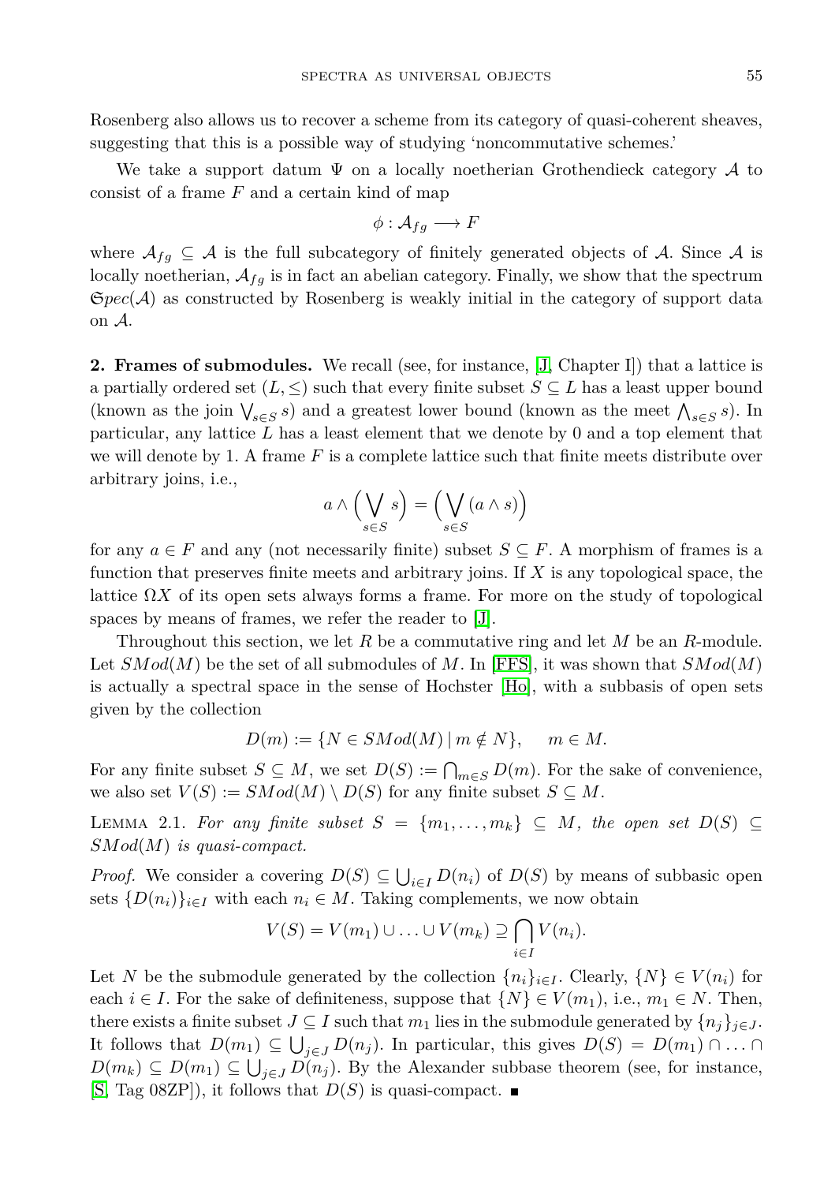Rosenberg also allows us to recover a scheme from its category of quasi-coherent sheaves, suggesting that this is a possible way of studying 'noncommutative schemes.'

We take a support datum $\Psi$ on a locally noetherian Grothendieck category $\mathcal{A}$ to consist of a frame $F$ and a certain kind of map

$$\phi : \mathcal{A}_{fg} \longrightarrow F$$

where $\mathcal{A}_{fg} \subseteq \mathcal{A}$ is the full subcategory of finitely generated objects of $\mathcal{A}$. Since $\mathcal{A}$ is locally noetherian, $\mathcal{A}_{fg}$ is in fact an abelian category. Finally, we show that the spectrum $\mathfrak{Spec}(\mathcal{A})$ as constructed by Rosenberg is weakly initial in the category of support data on $\mathcal{A}$.

**2. Frames of submodules.** We recall (see, for instance, [J, Chapter I]) that a lattice is a partially ordered set $(L, \leq)$ such that every finite subset $S \subseteq L$ has a least upper bound (known as the join $\bigvee_{s\in S} s$) and a greatest lower bound (known as the meet $\bigwedge_{s\in S} s$). In particular, any lattice $L$ has a least element that we denote by 0 and a top element that we will denote by 1. A frame $F$ is a complete lattice such that finite meets distribute over arbitrary joins, i.e.,

$$a \wedge \Big(\bigvee_{s\in S} s\Big) = \Big(\bigvee_{s\in S} (a \wedge s)\Big)$$

for any $a \in F$ and any (not necessarily finite) subset $S \subseteq F$. A morphism of frames is a function that preserves finite meets and arbitrary joins. If $X$ is any topological space, the lattice $\Omega X$ of its open sets always forms a frame. For more on the study of topological spaces by means of frames, we refer the reader to [J].

Throughout this section, we let $R$ be a commutative ring and let $M$ be an $R$-module. Let $SMod(M)$ be the set of all submodules of $M$. In [FFS], it was shown that $SMod(M)$ is actually a spectral space in the sense of Hochster [Ho], with a subbasis of open sets given by the collection

$$D(m) := \{N \in SMod(M) \mid m \notin N\}, \quad m \in M.$$

For any finite subset $S \subseteq M$, we set $D(S) := \bigcap_{m\in S} D(m)$. For the sake of convenience, we also set $V(S) := SMod(M) \setminus D(S)$ for any finite subset $S \subseteq M$.

Lemma 2.1. *For any finite subset $S = \{m_1, \dots, m_k\} \subseteq M$, the open set $D(S) \subseteq SMod(M)$ is quasi-compact.*

*Proof.* We consider a covering $D(S) \subseteq \bigcup_{i\in I} D(n_i)$ of $D(S)$ by means of subbasic open sets $\{D(n_i)\}_{i\in I}$ with each $n_i \in M$. Taking complements, we now obtain

$$V(S) = V(m_1) \cup \ldots \cup V(m_k) \supseteq \bigcap_{i\in I} V(n_i).$$

Let $N$ be the submodule generated by the collection $\{n_i\}_{i\in I}$. Clearly, $\{N\} \in V(n_i)$ for each $i \in I$. For the sake of definiteness, suppose that $\{N\} \in V(m_1)$, i.e., $m_1 \in N$. Then, there exists a finite subset $J \subseteq I$ such that $m_1$ lies in the submodule generated by $\{n_j\}_{j\in J}$. It follows that $D(m_1) \subseteq \bigcup_{j\in J} D(n_j)$. In particular, this gives $D(S) = D(m_1) \cap \ldots \cap D(m_k) \subseteq D(m_1) \subseteq \bigcup_{j\in J} D(n_j)$. By the Alexander subbase theorem (see, for instance, [S, Tag 08ZP]), it follows that $D(S)$ is quasi-compact. ∎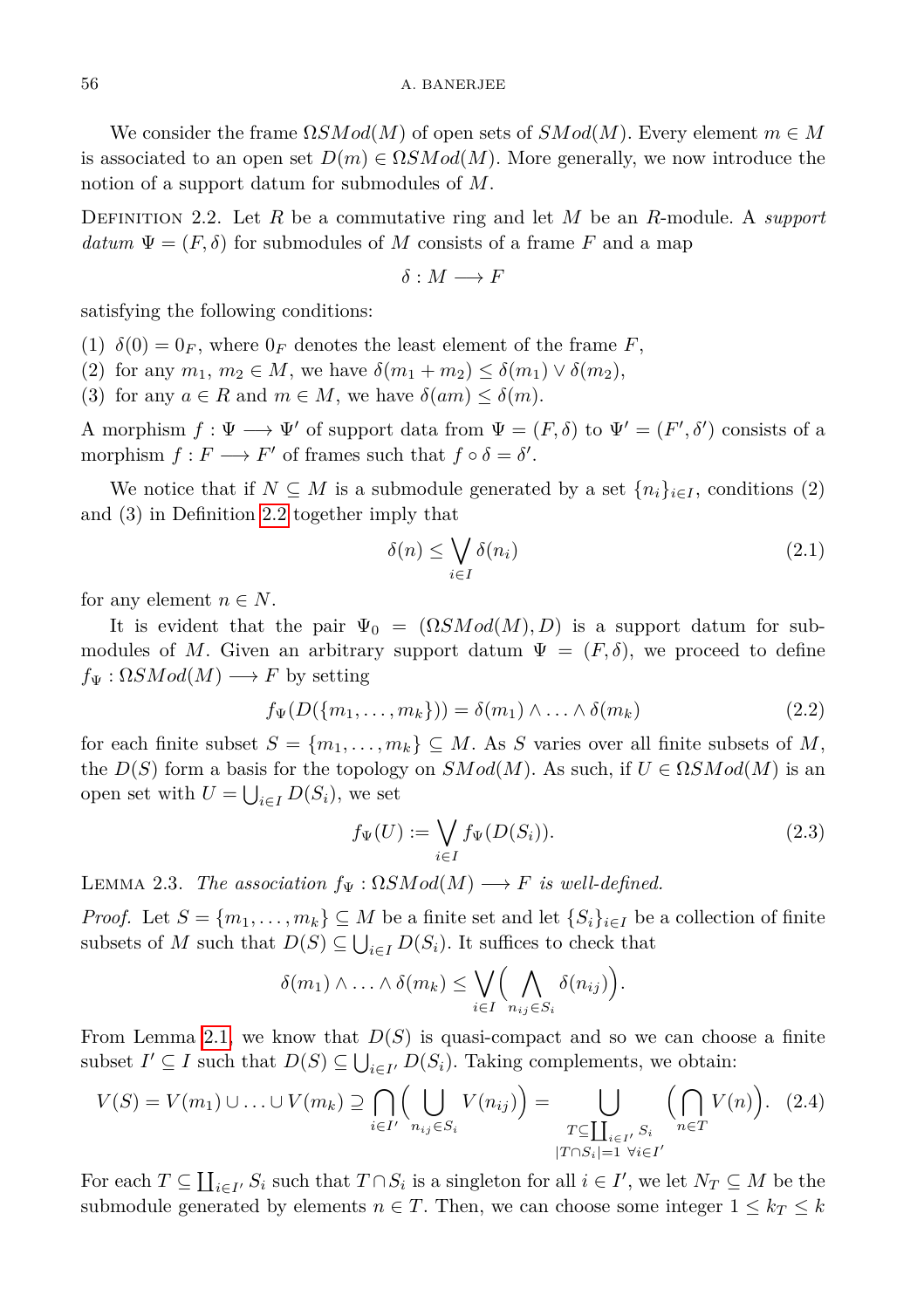We consider the frame $\Omega SMod(M)$ of open sets of $SMod(M)$. Every element $m \in M$ is associated to an open set $D(m) \in \Omega SMod(M)$. More generally, we now introduce the notion of a support datum for submodules of $M$.

Definition 2.2. Let $R$ be a commutative ring and let $M$ be an $R$-module. A *support datum* $\Psi = (F, \delta)$ for submodules of $M$ consists of a frame $F$ and a map

$$\delta : M \longrightarrow F$$

satisfying the following conditions:

(1) $\delta(0) = 0_F$, where $0_F$ denotes the least element of the frame $F$,
(2) for any $m_1$, $m_2 \in M$, we have $\delta(m_1 + m_2) \leq \delta(m_1) \vee \delta(m_2)$,
(3) for any $a \in R$ and $m \in M$, we have $\delta(am) \leq \delta(m)$.

A morphism $f : \Psi \longrightarrow \Psi'$ of support data from $\Psi = (F, \delta)$ to $\Psi' = (F', \delta')$ consists of a morphism $f : F \longrightarrow F'$ of frames such that $f \circ \delta = \delta'$.

We notice that if $N \subseteq M$ is a submodule generated by a set $\{n_i\}_{i \in I}$, conditions (2) and (3) in Definition 2.2 together imply that

$$\delta(n) \leq \bigvee_{i \in I} \delta(n_i) \tag{2.1}$$

for any element $n \in N$.

It is evident that the pair $\Psi_0 = (\Omega SMod(M), D)$ is a support datum for submodules of $M$. Given an arbitrary support datum $\Psi = (F, \delta)$, we proceed to define $f_\Psi : \Omega SMod(M) \longrightarrow F$ by setting

$$f_\Psi(D(\{m_1, \dots, m_k\})) = \delta(m_1) \wedge \ldots \wedge \delta(m_k) \tag{2.2}$$

for each finite subset $S = \{m_1, \dots, m_k\} \subseteq M$. As $S$ varies over all finite subsets of $M$, the $D(S)$ form a basis for the topology on $SMod(M)$. As such, if $U \in \Omega SMod(M)$ is an open set with $U = \bigcup_{i \in I} D(S_i)$, we set

$$f_\Psi(U) := \bigvee_{i \in I} f_\Psi(D(S_i)). \tag{2.3}$$

Lemma 2.3. *The association $f_\Psi : \Omega SMod(M) \longrightarrow F$ is well-defined.*

*Proof.* Let $S = \{m_1, \dots, m_k\} \subseteq M$ be a finite set and let $\{S_i\}_{i \in I}$ be a collection of finite subsets of $M$ such that $D(S) \subseteq \bigcup_{i \in I} D(S_i)$. It suffices to check that

$$\delta(m_1) \wedge \ldots \wedge \delta(m_k) \leq \bigvee_{i \in I} \Big( \bigwedge_{n_{ij} \in S_i} \delta(n_{ij}) \Big).$$

From Lemma 2.1, we know that $D(S)$ is quasi-compact and so we can choose a finite subset $I' \subseteq I$ such that $D(S) \subseteq \bigcup_{i \in I'} D(S_i)$. Taking complements, we obtain:

$$V(S) = V(m_1) \cup \ldots \cup V(m_k) \supseteq \bigcap_{i \in I'} \Big( \bigcup_{n_{ij} \in S_i} V(n_{ij}) \Big) = \bigcup_{\substack{T \subseteq \coprod_{i \in I'} S_i \\ |T \cap S_i| = 1 \ \forall i \in I'}} \Big( \bigcap_{n \in T} V(n) \Big). \tag{2.4}$$

For each $T \subseteq \coprod_{i \in I'} S_i$ such that $T \cap S_i$ is a singleton for all $i \in I'$, we let $N_T \subseteq M$ be the submodule generated by elements $n \in T$. Then, we can choose some integer $1 \leq k_T \leq k$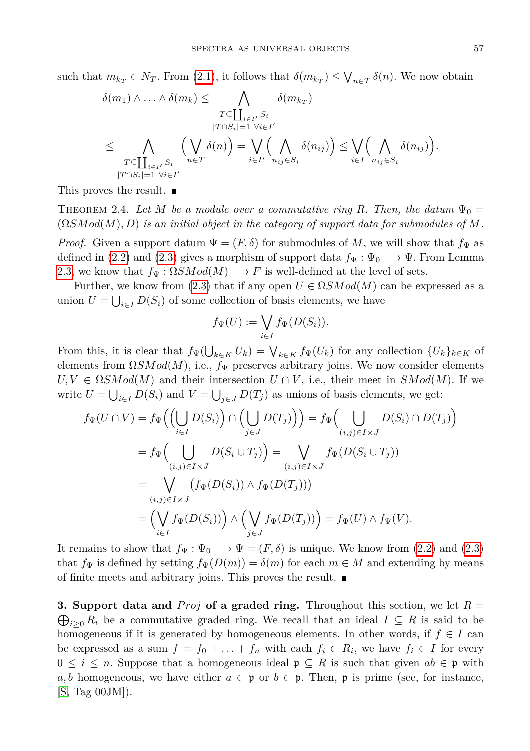such that $m_{k_T} \in N_T$. From (2.1), it follows that $\delta(m_{k_T}) \leq \bigvee_{n\in T} \delta(n)$. We now obtain

$$\begin{aligned}
\delta(m_1) \wedge \ldots \wedge \delta(m_k) &\leq \bigwedge_{\substack{T\subseteq \coprod_{i\in I'} S_i \\ |T\cap S_i|=1\ \forall i\in I'}} \delta(m_{k_T}) \\
&\leq \bigwedge_{\substack{T\subseteq \coprod_{i\in I'} S_i \\ |T\cap S_i|=1\ \forall i\in I'}} \Big(\bigvee_{n\in T} \delta(n)\Big) = \bigvee_{i\in I'}\Big(\bigwedge_{n_{ij}\in S_i} \delta(n_{ij})\Big) \leq \bigvee_{i\in I}\Big(\bigwedge_{n_{ij}\in S_i} \delta(n_{ij})\Big).
\end{aligned}$$

This proves the result. ■

THEOREM 2.4. *Let $M$ be a module over a commutative ring $R$. Then, the datum $\Psi_0 = (\Omega SMod(M), D)$ is an initial object in the category of support data for submodules of $M$.*

*Proof.* Given a support datum $\Psi = (F, \delta)$ for submodules of $M$, we will show that $f_\Psi$ as defined in (2.2) and (2.3) gives a morphism of support data $f_\Psi : \Psi_0 \longrightarrow \Psi$. From Lemma 2.3, we know that $f_\Psi : \Omega SMod(M) \longrightarrow F$ is well-defined at the level of sets.

Further, we know from (2.3) that if any open $U \in \Omega SMod(M)$ can be expressed as a union $U = \bigcup_{i\in I} D(S_i)$ of some collection of basis elements, we have

$$f_\Psi(U) := \bigvee_{i\in I} f_\Psi(D(S_i)).$$

From this, it is clear that $f_\Psi(\bigcup_{k\in K} U_k) = \bigvee_{k\in K} f_\Psi(U_k)$ for any collection $\{U_k\}_{k\in K}$ of elements from $\Omega SMod(M)$, i.e., $f_\Psi$ preserves arbitrary joins. We now consider elements $U, V \in \Omega SMod(M)$ and their intersection $U \cap V$, i.e., their meet in $SMod(M)$. If we write $U = \bigcup_{i\in I} D(S_i)$ and $V = \bigcup_{j\in J} D(T_j)$ as unions of basis elements, we get:

$$\begin{aligned}
f_\Psi(U\cap V) &= f_\Psi\Big(\Big(\bigcup_{i\in I} D(S_i)\Big) \cap \Big(\bigcup_{j\in J} D(T_j)\Big)\Big) = f_\Psi\Big(\bigcup_{(i,j)\in I\times J} D(S_i)\cap D(T_j)\Big) \\
&= f_\Psi\Big(\bigcup_{(i,j)\in I\times J} D(S_i\cup T_j)\Big) = \bigvee_{(i,j)\in I\times J} f_\Psi(D(S_i\cup T_j)) \\
&= \bigvee_{(i,j)\in I\times J} \big(f_\Psi(D(S_i)) \wedge f_\Psi(D(T_j))\big) \\
&= \Big(\bigvee_{i\in I} f_\Psi(D(S_i))\Big) \wedge \Big(\bigvee_{j\in J} f_\Psi(D(T_j))\Big) = f_\Psi(U) \wedge f_\Psi(V).
\end{aligned}$$

It remains to show that $f_\Psi : \Psi_0 \longrightarrow \Psi = (F, \delta)$ is unique. We know from (2.2) and (2.3) that $f_\Psi$ is defined by setting $f_\Psi(D(m)) = \delta(m)$ for each $m \in M$ and extending by means of finite meets and arbitrary joins. This proves the result. ■

**3. Support data and *Proj* of a graded ring.** Throughout this section, we let $R = \bigoplus_{i\geq 0} R_i$ be a commutative graded ring. We recall that an ideal $I \subseteq R$ is said to be homogeneous if it is generated by homogeneous elements. In other words, if $f \in I$ can be expressed as a sum $f = f_0 + \ldots + f_n$ with each $f_i \in R_i$, we have $f_i \in I$ for every $0 \leq i \leq n$. Suppose that a homogeneous ideal $\mathfrak{p} \subseteq R$ is such that given $ab \in \mathfrak{p}$ with $a, b$ homogeneous, we have either $a \in \mathfrak{p}$ or $b \in \mathfrak{p}$. Then, $\mathfrak{p}$ is prime (see, for instance, [S, Tag 00JM]).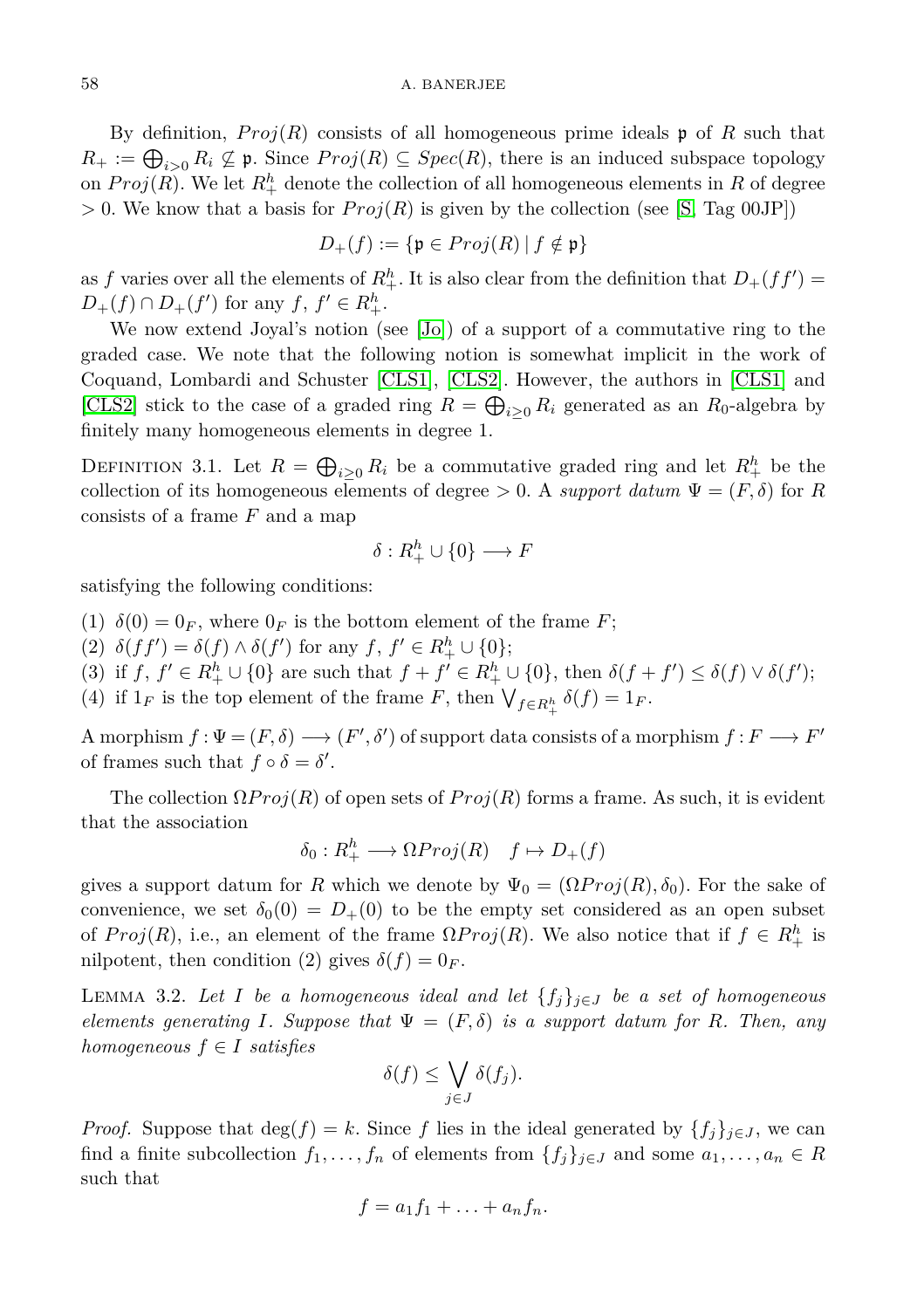By definition, $Proj(R)$ consists of all homogeneous prime ideals $\mathfrak{p}$ of $R$ such that $R_+ := \bigoplus_{i>0} R_i \not\subseteq \mathfrak{p}$. Since $Proj(R) \subseteq Spec(R)$, there is an induced subspace topology on $Proj(R)$. We let $R_+^h$ denote the collection of all homogeneous elements in $R$ of degree $> 0$. We know that a basis for $Proj(R)$ is given by the collection (see [S, Tag 00JP])

$$D_+(f) := \{\mathfrak{p} \in Proj(R) \mid f \notin \mathfrak{p}\}$$

as $f$ varies over all the elements of $R_+^h$. It is also clear from the definition that $D_+(ff') = D_+(f) \cap D_+(f')$ for any $f, f' \in R_+^h$.

We now extend Joyal's notion (see [Jo]) of a support of a commutative ring to the graded case. We note that the following notion is somewhat implicit in the work of Coquand, Lombardi and Schuster [CLS1], [CLS2]. However, the authors in [CLS1] and [CLS2] stick to the case of a graded ring $R = \bigoplus_{i \geq 0} R_i$ generated as an $R_0$-algebra by finitely many homogeneous elements in degree 1.

DEFINITION 3.1. Let $R = \bigoplus_{i \geq 0} R_i$ be a commutative graded ring and let $R_+^h$ be the collection of its homogeneous elements of degree $> 0$. A *support datum* $\Psi = (F, \delta)$ for $R$ consists of a frame $F$ and a map

$$\delta : R_+^h \cup \{0\} \longrightarrow F$$

satisfying the following conditions:

(1) $\delta(0) = 0_F$, where $0_F$ is the bottom element of the frame $F$;
(2) $\delta(ff') = \delta(f) \wedge \delta(f')$ for any $f, f' \in R_+^h \cup \{0\}$;
(3) if $f, f' \in R_+^h \cup \{0\}$ are such that $f + f' \in R_+^h \cup \{0\}$, then $\delta(f + f') \leq \delta(f) \vee \delta(f')$;
(4) if $1_F$ is the top element of the frame $F$, then $\bigvee_{f \in R_+^h} \delta(f) = 1_F$.

A morphism $f : \Psi = (F, \delta) \longrightarrow (F', \delta')$ of support data consists of a morphism $f : F \longrightarrow F'$ of frames such that $f \circ \delta = \delta'$.

The collection $\Omega Proj(R)$ of open sets of $Proj(R)$ forms a frame. As such, it is evident that the association

$$\delta_0 : R_+^h \longrightarrow \Omega Proj(R) \quad f \mapsto D_+(f)$$

gives a support datum for $R$ which we denote by $\Psi_0 = (\Omega Proj(R), \delta_0)$. For the sake of convenience, we set $\delta_0(0) = D_+(0)$ to be the empty set considered as an open subset of $Proj(R)$, i.e., an element of the frame $\Omega Proj(R)$. We also notice that if $f \in R_+^h$ is nilpotent, then condition (2) gives $\delta(f) = 0_F$.

LEMMA 3.2. *Let $I$ be a homogeneous ideal and let $\{f_j\}_{j \in J}$ be a set of homogeneous elements generating $I$. Suppose that $\Psi = (F, \delta)$ is a support datum for $R$. Then, any homogeneous $f \in I$ satisfies*

$$\delta(f) \leq \bigvee_{j \in J} \delta(f_j).$$

*Proof.* Suppose that $\deg(f) = k$. Since $f$ lies in the ideal generated by $\{f_j\}_{j \in J}$, we can find a finite subcollection $f_1, \ldots, f_n$ of elements from $\{f_j\}_{j \in J}$ and some $a_1, \ldots, a_n \in R$ such that

$$f = a_1 f_1 + \ldots + a_n f_n.$$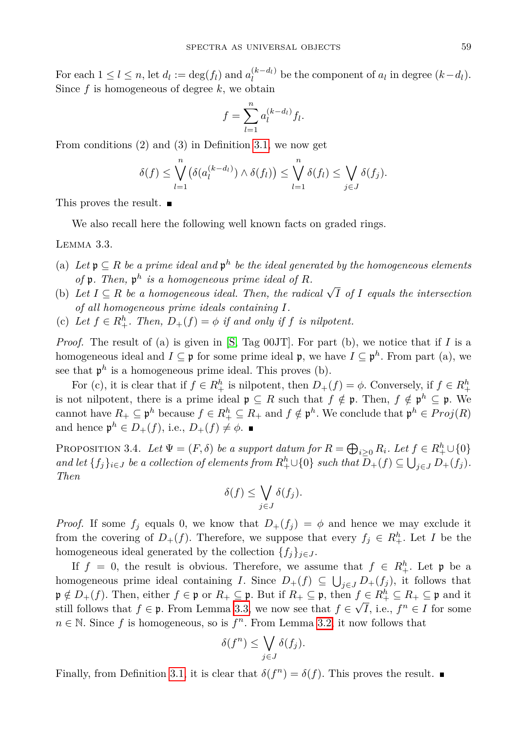For each $1 \leq l \leq n$, let $d_l := \deg(f_l)$ and $a_l^{(k-d_l)}$ be the component of $a_l$ in degree $(k-d_l)$. Since $f$ is homogeneous of degree $k$, we obtain

$$f = \sum_{l=1}^{n} a_l^{(k-d_l)} f_l.$$

From conditions (2) and (3) in Definition 3.1, we now get

$$\delta(f) \leq \bigvee_{l=1}^{n} \left(\delta(a_l^{(k-d_l)}) \wedge \delta(f_l)\right) \leq \bigvee_{l=1}^{n} \delta(f_l) \leq \bigvee_{j \in J} \delta(f_j).$$

This proves the result. ∎

We also recall here the following well known facts on graded rings.

Lemma 3.3.

(a) *Let $\mathfrak{p} \subseteq R$ be a prime ideal and $\mathfrak{p}^h$ be the ideal generated by the homogeneous elements of $\mathfrak{p}$. Then, $\mathfrak{p}^h$ is a homogeneous prime ideal of $R$.*

(b) *Let $I \subseteq R$ be a homogeneous ideal. Then, the radical $\sqrt{I}$ of $I$ equals the intersection of all homogeneous prime ideals containing $I$.*

(c) *Let $f \in R_+^h$. Then, $D_+(f) = \phi$ if and only if $f$ is nilpotent.*

*Proof.* The result of (a) is given in [S, Tag 00JT]. For part (b), we notice that if $I$ is a homogeneous ideal and $I \subseteq \mathfrak{p}$ for some prime ideal $\mathfrak{p}$, we have $I \subseteq \mathfrak{p}^h$. From part (a), we see that $\mathfrak{p}^h$ is a homogeneous prime ideal. This proves (b).

For (c), it is clear that if $f \in R_+^h$ is nilpotent, then $D_+(f) = \phi$. Conversely, if $f \in R_+^h$ is not nilpotent, there is a prime ideal $\mathfrak{p} \subseteq R$ such that $f \notin \mathfrak{p}$. Then, $f \notin \mathfrak{p}^h \subseteq \mathfrak{p}$. We cannot have $R_+ \subseteq \mathfrak{p}^h$ because $f \in R_+^h \subseteq R_+$ and $f \notin \mathfrak{p}^h$. We conclude that $\mathfrak{p}^h \in Proj(R)$ and hence $\mathfrak{p}^h \in D_+(f)$, i.e., $D_+(f) \neq \phi$. ∎

Proposition 3.4. *Let $\Psi = (F, \delta)$ be a support datum for $R = \bigoplus_{i \geq 0} R_i$. Let $f \in R_+^h \cup \{0\}$ and let $\{f_j\}_{i \in J}$ be a collection of elements from $R_+^h \cup \{0\}$ such that $D_+(f) \subseteq \bigcup_{j \in J} D_+(f_j)$. Then*

$$\delta(f) \leq \bigvee_{j \in J} \delta(f_j).$$

*Proof.* If some $f_j$ equals 0, we know that $D_+(f_j) = \phi$ and hence we may exclude it from the covering of $D_+(f)$. Therefore, we suppose that every $f_j \in R_+^h$. Let $I$ be the homogeneous ideal generated by the collection $\{f_j\}_{j \in J}$.

If $f = 0$, the result is obvious. Therefore, we assume that $f \in R_+^h$. Let $\mathfrak{p}$ be a homogeneous prime ideal containing $I$. Since $D_+(f) \subseteq \bigcup_{j \in J} D_+(f_j)$, it follows that $\mathfrak{p} \notin D_+(f)$. Then, either $f \in \mathfrak{p}$ or $R_+ \subseteq \mathfrak{p}$. But if $R_+ \subseteq \mathfrak{p}$, then $f \in R_+^h \subseteq R_+ \subseteq \mathfrak{p}$ and it still follows that $f \in \mathfrak{p}$. From Lemma 3.3, we now see that $f \in \sqrt{I}$, i.e., $f^n \in I$ for some $n \in \mathbb{N}$. Since $f$ is homogeneous, so is $f^n$. From Lemma 3.2, it now follows that

$$\delta(f^n) \leq \bigvee_{j \in J} \delta(f_j).$$

Finally, from Definition 3.1, it is clear that $\delta(f^n) = \delta(f)$. This proves the result. ∎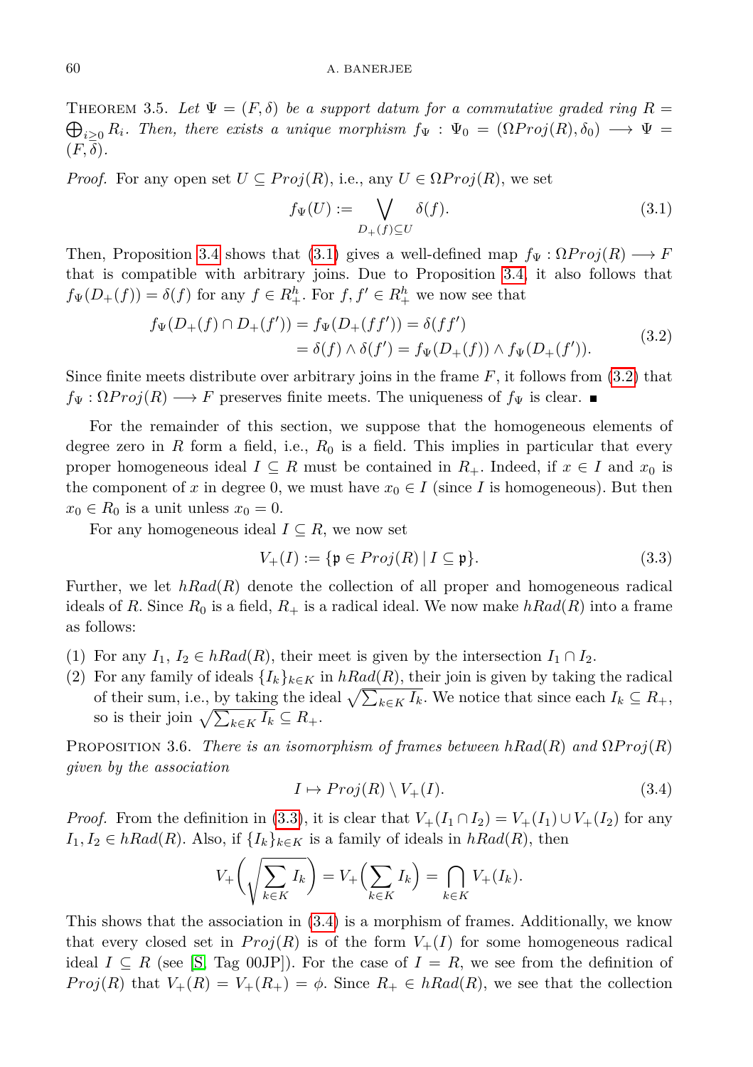THEOREM 3.5. *Let $\Psi = (F, \delta)$ be a support datum for a commutative graded ring $R = \bigoplus_{i \geq 0} R_i$. Then, there exists a unique morphism $f_\Psi : \Psi_0 = (\Omega Proj(R), \delta_0) \longrightarrow \Psi = (F, \delta)$.*

*Proof.* For any open set $U \subseteq Proj(R)$, i.e., any $U \in \Omega Proj(R)$, we set

$$f_\Psi(U) := \bigvee_{D_+(f) \subseteq U} \delta(f). \tag{3.1}$$

Then, Proposition 3.4 shows that (3.1) gives a well-defined map $f_\Psi : \Omega Proj(R) \longrightarrow F$ that is compatible with arbitrary joins. Due to Proposition 3.4, it also follows that $f_\Psi(D_+(f)) = \delta(f)$ for any $f \in R_+^h$. For $f, f' \in R_+^h$ we now see that

$$\begin{aligned} f_\Psi(D_+(f) \cap D_+(f')) &= f_\Psi(D_+(ff')) = \delta(ff') \\ &= \delta(f) \wedge \delta(f') = f_\Psi(D_+(f)) \wedge f_\Psi(D_+(f')). \end{aligned} \tag{3.2}$$

Since finite meets distribute over arbitrary joins in the frame $F$, it follows from (3.2) that $f_\Psi : \Omega Proj(R) \longrightarrow F$ preserves finite meets. The uniqueness of $f_\Psi$ is clear. ∎

For the remainder of this section, we suppose that the homogeneous elements of degree zero in $R$ form a field, i.e., $R_0$ is a field. This implies in particular that every proper homogeneous ideal $I \subseteq R$ must be contained in $R_+$. Indeed, if $x \in I$ and $x_0$ is the component of $x$ in degree 0, we must have $x_0 \in I$ (since $I$ is homogeneous). But then $x_0 \in R_0$ is a unit unless $x_0 = 0$.

For any homogeneous ideal $I \subseteq R$, we now set

$$V_+(I) := \{\mathfrak{p} \in Proj(R) \mid I \subseteq \mathfrak{p}\}. \tag{3.3}$$

Further, we let $hRad(R)$ denote the collection of all proper and homogeneous radical ideals of $R$. Since $R_0$ is a field, $R_+$ is a radical ideal. We now make $hRad(R)$ into a frame as follows:

(1) For any $I_1, I_2 \in hRad(R)$, their meet is given by the intersection $I_1 \cap I_2$.
(2) For any family of ideals $\{I_k\}_{k \in K}$ in $hRad(R)$, their join is given by taking the radical of their sum, i.e., by taking the ideal $\sqrt{\sum_{k \in K} I_k}$. We notice that since each $I_k \subseteq R_+$, so is their join $\sqrt{\sum_{k \in K} I_k} \subseteq R_+$.

PROPOSITION 3.6. *There is an isomorphism of frames between $hRad(R)$ and $\Omega Proj(R)$ given by the association*

$$I \mapsto Proj(R) \setminus V_+(I). \tag{3.4}$$

*Proof.* From the definition in (3.3), it is clear that $V_+(I_1 \cap I_2) = V_+(I_1) \cup V_+(I_2)$ for any $I_1, I_2 \in hRad(R)$. Also, if $\{I_k\}_{k \in K}$ is a family of ideals in $hRad(R)$, then

$$V_+\left(\sqrt{\sum_{k \in K} I_k}\right) = V_+\left(\sum_{k \in K} I_k\right) = \bigcap_{k \in K} V_+(I_k).$$

This shows that the association in (3.4) is a morphism of frames. Additionally, we know that every closed set in $Proj(R)$ is of the form $V_+(I)$ for some homogeneous radical ideal $I \subseteq R$ (see [S, Tag 00JP]). For the case of $I = R$, we see from the definition of $Proj(R)$ that $V_+(R) = V_+(R_+) = \phi$. Since $R_+ \in hRad(R)$, we see that the collection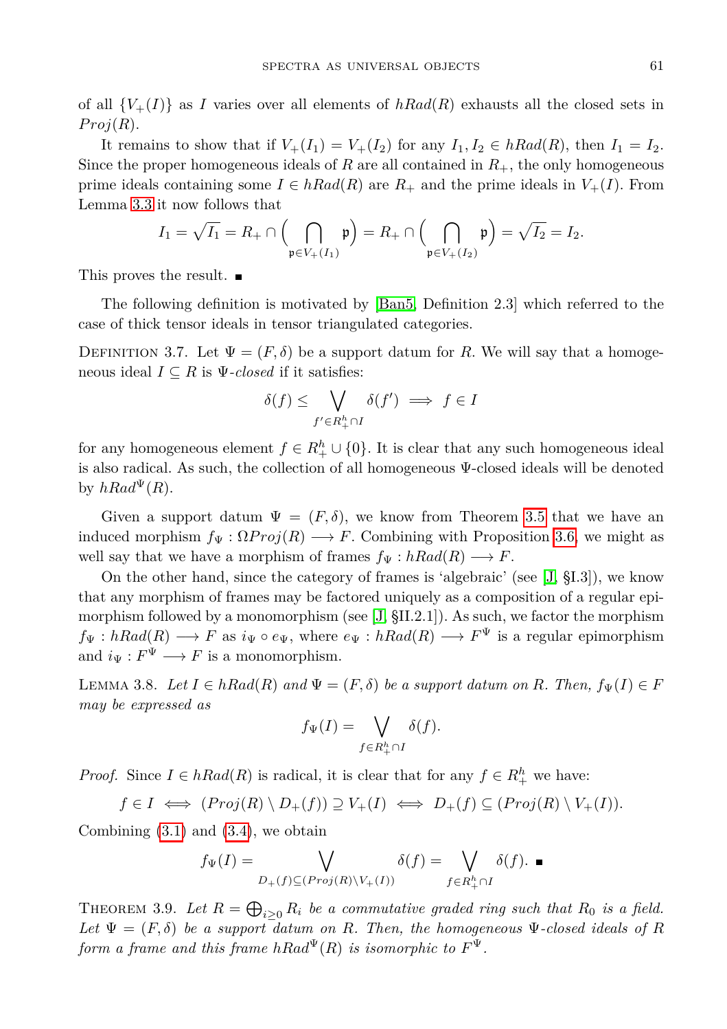of all $\{V_+(I)\}$ as $I$ varies over all elements of $hRad(R)$ exhausts all the closed sets in $Proj(R)$.

It remains to show that if $V_+(I_1) = V_+(I_2)$ for any $I_1, I_2 \in hRad(R)$, then $I_1 = I_2$. Since the proper homogeneous ideals of $R$ are all contained in $R_+$, the only homogeneous prime ideals containing some $I \in hRad(R)$ are $R_+$ and the prime ideals in $V_+(I)$. From Lemma 3.3 it now follows that

$$I_1 = \sqrt{I_1} = R_+ \cap \Big( \bigcap_{\mathfrak{p} \in V_+(I_1)} \mathfrak{p} \Big) = R_+ \cap \Big( \bigcap_{\mathfrak{p} \in V_+(I_2)} \mathfrak{p} \Big) = \sqrt{I_2} = I_2.$$

This proves the result. ∎

The following definition is motivated by [Ban5, Definition 2.3] which referred to the case of thick tensor ideals in tensor triangulated categories.

Definition 3.7. Let $\Psi = (F, \delta)$ be a support datum for $R$. We will say that a homogeneous ideal $I \subseteq R$ is *$\Psi$-closed* if it satisfies:

$$\delta(f) \leq \bigvee_{f' \in R_+^h \cap I} \delta(f') \implies f \in I$$

for any homogeneous element $f \in R_+^h \cup \{0\}$. It is clear that any such homogeneous ideal is also radical. As such, the collection of all homogeneous $\Psi$-closed ideals will be denoted by $hRad^{\Psi}(R)$.

Given a support datum $\Psi = (F, \delta)$, we know from Theorem 3.5 that we have an induced morphism $f_\Psi : \Omega Proj(R) \longrightarrow F$. Combining with Proposition 3.6, we might as well say that we have a morphism of frames $f_\Psi : hRad(R) \longrightarrow F$.

On the other hand, since the category of frames is 'algebraic' (see [J, §I.3]), we know that any morphism of frames may be factored uniquely as a composition of a regular epimorphism followed by a monomorphism (see [J, §II.2.1]). As such, we factor the morphism $f_\Psi : hRad(R) \longrightarrow F$ as $i_\Psi \circ e_\Psi$, where $e_\Psi : hRad(R) \longrightarrow F^\Psi$ is a regular epimorphism and $i_\Psi : F^\Psi \longrightarrow F$ is a monomorphism.

Lemma 3.8. *Let $I \in hRad(R)$ and $\Psi = (F, \delta)$ be a support datum on $R$. Then, $f_\Psi(I) \in F$ may be expressed as*

$$f_\Psi(I) = \bigvee_{f \in R_+^h \cap I} \delta(f).$$

*Proof.* Since $I \in hRad(R)$ is radical, it is clear that for any $f \in R_+^h$ we have:

$$f \in I \iff (Proj(R) \setminus D_+(f)) \supseteq V_+(I) \iff D_+(f) \subseteq (Proj(R) \setminus V_+(I)).$$

Combining (3.1) and (3.4), we obtain

$$f_\Psi(I) = \bigvee_{D_+(f) \subseteq (Proj(R) \setminus V_+(I))} \delta(f) = \bigvee_{f \in R_+^h \cap I} \delta(f). \; ∎$$

Theorem 3.9. *Let $R = \bigoplus_{i \geq 0} R_i$ be a commutative graded ring such that $R_0$ is a field. Let $\Psi = (F, \delta)$ be a support datum on $R$. Then, the homogeneous $\Psi$-closed ideals of $R$ form a frame and this frame $hRad^\Psi(R)$ is isomorphic to $F^\Psi$.*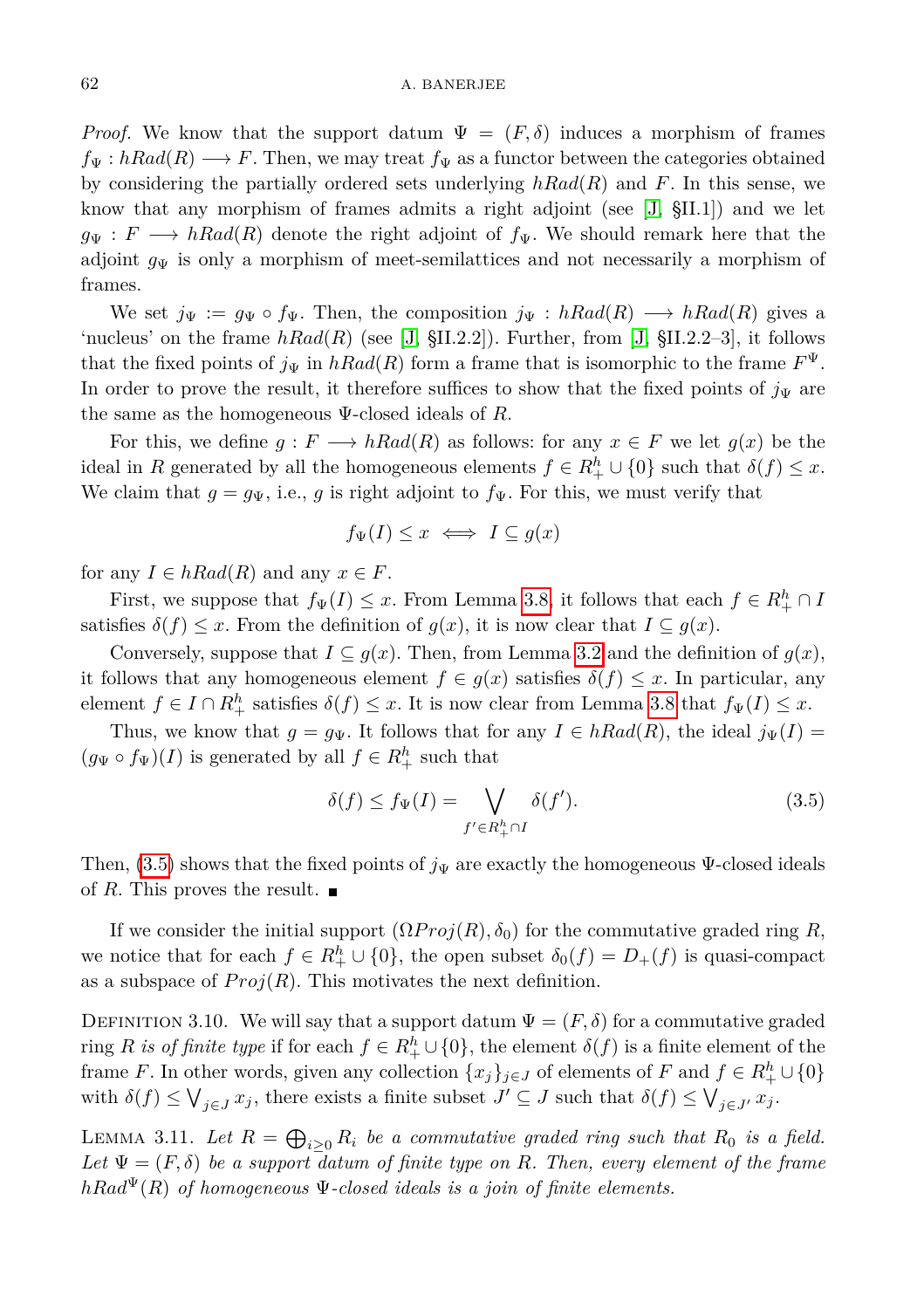*Proof.* We know that the support datum $\Psi = (F, \delta)$ induces a morphism of frames $f_\Psi : hRad(R) \longrightarrow F$. Then, we may treat $f_\Psi$ as a functor between the categories obtained by considering the partially ordered sets underlying $hRad(R)$ and $F$. In this sense, we know that any morphism of frames admits a right adjoint (see [J, §II.1]) and we let $g_\Psi : F \longrightarrow hRad(R)$ denote the right adjoint of $f_\Psi$. We should remark here that the adjoint $g_\Psi$ is only a morphism of meet-semilattices and not necessarily a morphism of frames.

We set $j_\Psi := g_\Psi \circ f_\Psi$. Then, the composition $j_\Psi : hRad(R) \longrightarrow hRad(R)$ gives a 'nucleus' on the frame $hRad(R)$ (see [J, §II.2.2]). Further, from [J, §II.2.2–3], it follows that the fixed points of $j_\Psi$ in $hRad(R)$ form a frame that is isomorphic to the frame $F^\Psi$. In order to prove the result, it therefore suffices to show that the fixed points of $j_\Psi$ are the same as the homogeneous $\Psi$-closed ideals of $R$.

For this, we define $g : F \longrightarrow hRad(R)$ as follows: for any $x \in F$ we let $g(x)$ be the ideal in $R$ generated by all the homogeneous elements $f \in R^h_+ \cup \{0\}$ such that $\delta(f) \leq x$. We claim that $g = g_\Psi$, i.e., $g$ is right adjoint to $f_\Psi$. For this, we must verify that

$$f_\Psi(I) \leq x \iff I \subseteq g(x)$$

for any $I \in hRad(R)$ and any $x \in F$.

First, we suppose that $f_\Psi(I) \leq x$. From Lemma 3.8, it follows that each $f \in R^h_+ \cap I$ satisfies $\delta(f) \leq x$. From the definition of $g(x)$, it is now clear that $I \subseteq g(x)$.

Conversely, suppose that $I \subseteq g(x)$. Then, from Lemma 3.2 and the definition of $g(x)$, it follows that any homogeneous element $f \in g(x)$ satisfies $\delta(f) \leq x$. In particular, any element $f \in I \cap R^h_+$ satisfies $\delta(f) \leq x$. It is now clear from Lemma 3.8 that $f_\Psi(I) \leq x$.

Thus, we know that $g = g_\Psi$. It follows that for any $I \in hRad(R)$, the ideal $j_\Psi(I) = (g_\Psi \circ f_\Psi)(I)$ is generated by all $f \in R^h_+$ such that

$$\delta(f) \leq f_\Psi(I) = \bigvee_{f' \in R^h_+ \cap I} \delta(f'). \tag{3.5}$$

Then, (3.5) shows that the fixed points of $j_\Psi$ are exactly the homogeneous $\Psi$-closed ideals of $R$. This proves the result. ∎

If we consider the initial support $(\Omega Proj(R), \delta_0)$ for the commutative graded ring $R$, we notice that for each $f \in R^h_+ \cup \{0\}$, the open subset $\delta_0(f) = D_+(f)$ is quasi-compact as a subspace of $Proj(R)$. This motivates the next definition.

Definition 3.10. We will say that a support datum $\Psi = (F, \delta)$ for a commutative graded ring $R$ *is of finite type* if for each $f \in R^h_+ \cup \{0\}$, the element $\delta(f)$ is a finite element of the frame $F$. In other words, given any collection $\{x_j\}_{j \in J}$ of elements of $F$ and $f \in R^h_+ \cup \{0\}$ with $\delta(f) \leq \bigvee_{j \in J} x_j$, there exists a finite subset $J' \subseteq J$ such that $\delta(f) \leq \bigvee_{j \in J'} x_j$.

Lemma 3.11. *Let $R = \bigoplus_{i \geq 0} R_i$ be a commutative graded ring such that $R_0$ is a field. Let $\Psi = (F, \delta)$ be a support datum of finite type on $R$. Then, every element of the frame $hRad^\Psi(R)$ of homogeneous $\Psi$-closed ideals is a join of finite elements.*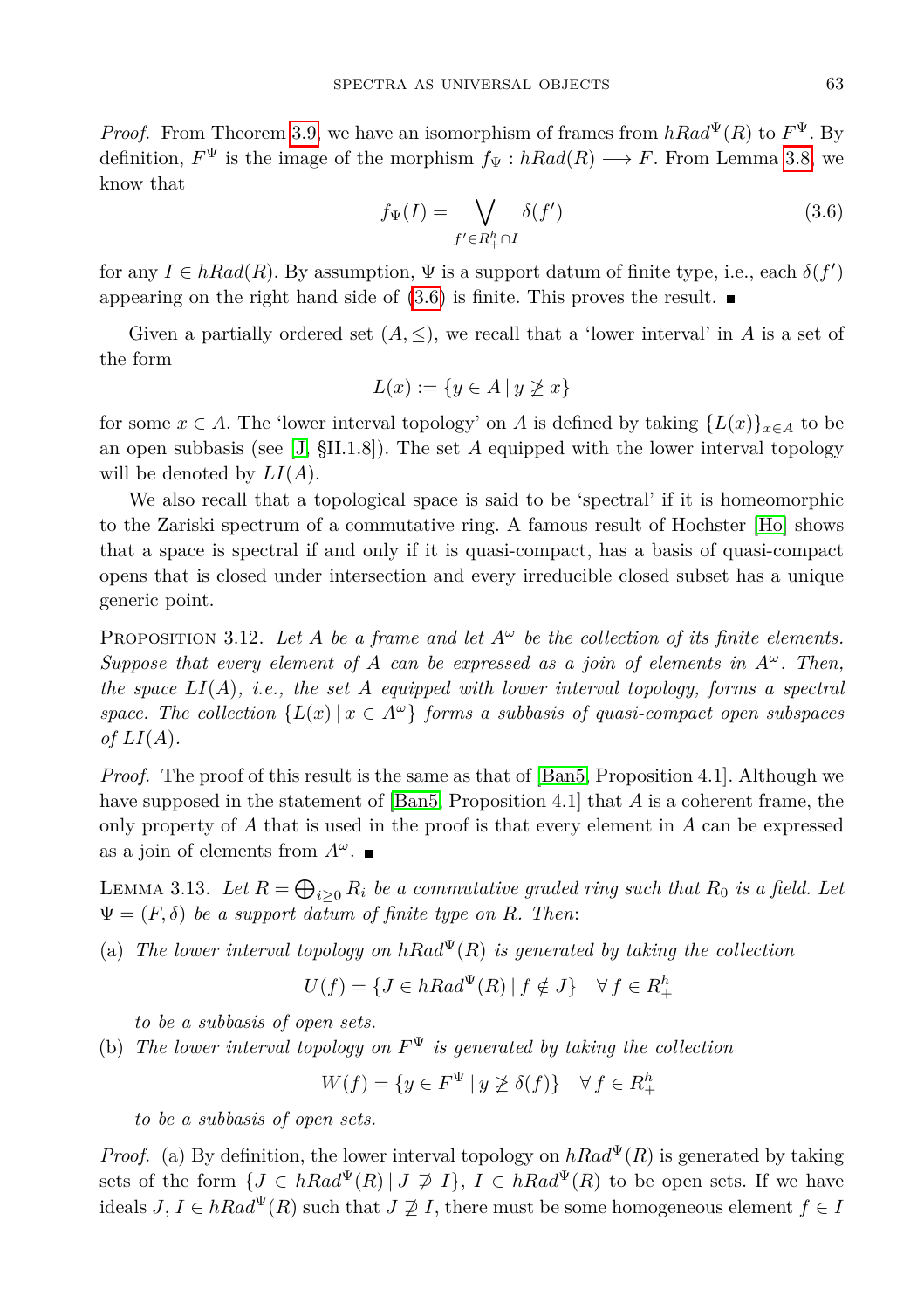*Proof.* From Theorem 3.9, we have an isomorphism of frames from $hRad^\Psi(R)$ to $F^\Psi$. By definition, $F^\Psi$ is the image of the morphism $f_\Psi : hRad(R) \longrightarrow F$. From Lemma 3.8, we know that

$$f_\Psi(I) = \bigvee_{f' \in R_+^h \cap I} \delta(f') \tag{3.6}$$

for any $I \in hRad(R)$. By assumption, $\Psi$ is a support datum of finite type, i.e., each $\delta(f')$ appearing on the right hand side of (3.6) is finite. This proves the result. ∎

Given a partially ordered set $(A, \leq)$, we recall that a 'lower interval' in $A$ is a set of the form

$$L(x) := \{y \in A \mid y \not\geq x\}$$

for some $x \in A$. The 'lower interval topology' on $A$ is defined by taking $\{L(x)\}_{x \in A}$ to be an open subbasis (see [J, §II.1.8]). The set $A$ equipped with the lower interval topology will be denoted by $LI(A)$.

We also recall that a topological space is said to be 'spectral' if it is homeomorphic to the Zariski spectrum of a commutative ring. A famous result of Hochster [Ho] shows that a space is spectral if and only if it is quasi-compact, has a basis of quasi-compact opens that is closed under intersection and every irreducible closed subset has a unique generic point.

Proposition 3.12. *Let $A$ be a frame and let $A^\omega$ be the collection of its finite elements. Suppose that every element of $A$ can be expressed as a join of elements in $A^\omega$. Then, the space $LI(A)$, i.e., the set $A$ equipped with lower interval topology, forms a spectral space. The collection $\{L(x) \mid x \in A^\omega\}$ forms a subbasis of quasi-compact open subspaces of $LI(A)$.*

*Proof.* The proof of this result is the same as that of [Ban5, Proposition 4.1]. Although we have supposed in the statement of [Ban5, Proposition 4.1] that $A$ is a coherent frame, the only property of $A$ that is used in the proof is that every element in $A$ can be expressed as a join of elements from $A^\omega$. ∎

Lemma 3.13. *Let $R = \bigoplus_{i \geq 0} R_i$ be a commutative graded ring such that $R_0$ is a field. Let $\Psi = (F, \delta)$ be a support datum of finite type on $R$. Then*:

(a) *The lower interval topology on $hRad^\Psi(R)$ is generated by taking the collection*

$$U(f) = \{J \in hRad^\Psi(R) \mid f \notin J\} \quad \forall\, f \in R_+^h$$

*to be a subbasis of open sets.*

(b) *The lower interval topology on $F^\Psi$ is generated by taking the collection*

$$W(f) = \{y \in F^\Psi \mid y \not\geq \delta(f)\} \quad \forall\, f \in R_+^h$$

*to be a subbasis of open sets.*

*Proof.* (a) By definition, the lower interval topology on $hRad^\Psi(R)$ is generated by taking sets of the form $\{J \in hRad^\Psi(R) \mid J \not\supseteq I\}$, $I \in hRad^\Psi(R)$ to be open sets. If we have ideals $J, I \in hRad^\Psi(R)$ such that $J \not\supseteq I$, there must be some homogeneous element $f \in I$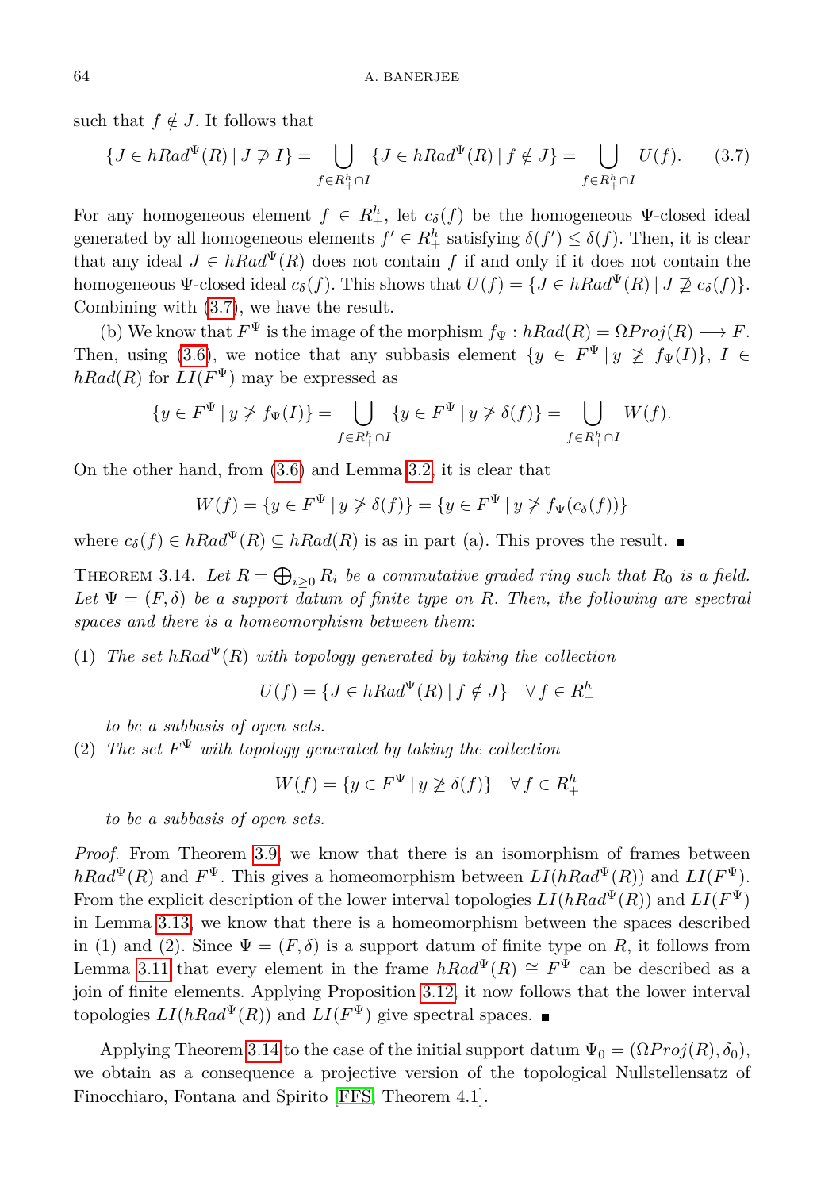such that $f \notin J$. It follows that

$$\{J \in hRad^{\Psi}(R) \,|\, J \not\supseteq I\} = \bigcup_{f \in R^h_+ \cap I} \{J \in hRad^{\Psi}(R) \,|\, f \notin J\} = \bigcup_{f \in R^h_+ \cap I} U(f). \tag{3.7}$$

For any homogeneous element $f \in R^h_+$, let $c_\delta(f)$ be the homogeneous $\Psi$-closed ideal generated by all homogeneous elements $f' \in R^h_+$ satisfying $\delta(f') \leq \delta(f)$. Then, it is clear that any ideal $J \in hRad^{\Psi}(R)$ does not contain $f$ if and only if it does not contain the homogeneous $\Psi$-closed ideal $c_\delta(f)$. This shows that $U(f) = \{J \in hRad^{\Psi}(R) \,|\, J \not\supseteq c_\delta(f)\}$. Combining with (3.7), we have the result.

(b) We know that $F^{\Psi}$ is the image of the morphism $f_\Psi : hRad(R) = \Omega Proj(R) \longrightarrow F$. Then, using (3.6), we notice that any subbasis element $\{y \in F^{\Psi} \,|\, y \not\geq f_\Psi(I)\}$, $I \in hRad(R)$ for $LI(F^{\Psi})$ may be expressed as

$$\{y \in F^{\Psi} \,|\, y \not\geq f_\Psi(I)\} = \bigcup_{f \in R^h_+ \cap I} \{y \in F^{\Psi} \,|\, y \not\geq \delta(f)\} = \bigcup_{f \in R^h_+ \cap I} W(f).$$

On the other hand, from (3.6) and Lemma 3.2, it is clear that

$$W(f) = \{y \in F^{\Psi} \,|\, y \not\geq \delta(f)\} = \{y \in F^{\Psi} \,|\, y \not\geq f_\Psi(c_\delta(f))\}$$

where $c_\delta(f) \in hRad^{\Psi}(R) \subseteq hRad(R)$ is as in part (a). This proves the result. ■

THEOREM 3.14. *Let $R = \bigoplus_{i \geq 0} R_i$ be a commutative graded ring such that $R_0$ is a field. Let $\Psi = (F, \delta)$ be a support datum of finite type on $R$. Then, the following are spectral spaces and there is a homeomorphism between them*:

(1) *The set $hRad^{\Psi}(R)$ with topology generated by taking the collection*

$$U(f) = \{J \in hRad^{\Psi}(R) \,|\, f \notin J\} \quad \forall\, f \in R^h_+$$

*to be a subbasis of open sets.*

(2) *The set $F^{\Psi}$ with topology generated by taking the collection*

$$W(f) = \{y \in F^{\Psi} \,|\, y \not\geq \delta(f)\} \quad \forall\, f \in R^h_+$$

*to be a subbasis of open sets.*

*Proof.* From Theorem 3.9, we know that there is an isomorphism of frames between $hRad^{\Psi}(R)$ and $F^{\Psi}$. This gives a homeomorphism between $LI(hRad^{\Psi}(R))$ and $LI(F^{\Psi})$. From the explicit description of the lower interval topologies $LI(hRad^{\Psi}(R))$ and $LI(F^{\Psi})$ in Lemma 3.13, we know that there is a homeomorphism between the spaces described in (1) and (2). Since $\Psi = (F, \delta)$ is a support datum of finite type on $R$, it follows from Lemma 3.11 that every element in the frame $hRad^{\Psi}(R) \cong F^{\Psi}$ can be described as a join of finite elements. Applying Proposition 3.12, it now follows that the lower interval topologies $LI(hRad^{\Psi}(R))$ and $LI(F^{\Psi})$ give spectral spaces. ■

Applying Theorem 3.14 to the case of the initial support datum $\Psi_0 = (\Omega Proj(R), \delta_0)$, we obtain as a consequence a projective version of the topological Nullstellensatz of Finocchiaro, Fontana and Spirito [FFS, Theorem 4.1].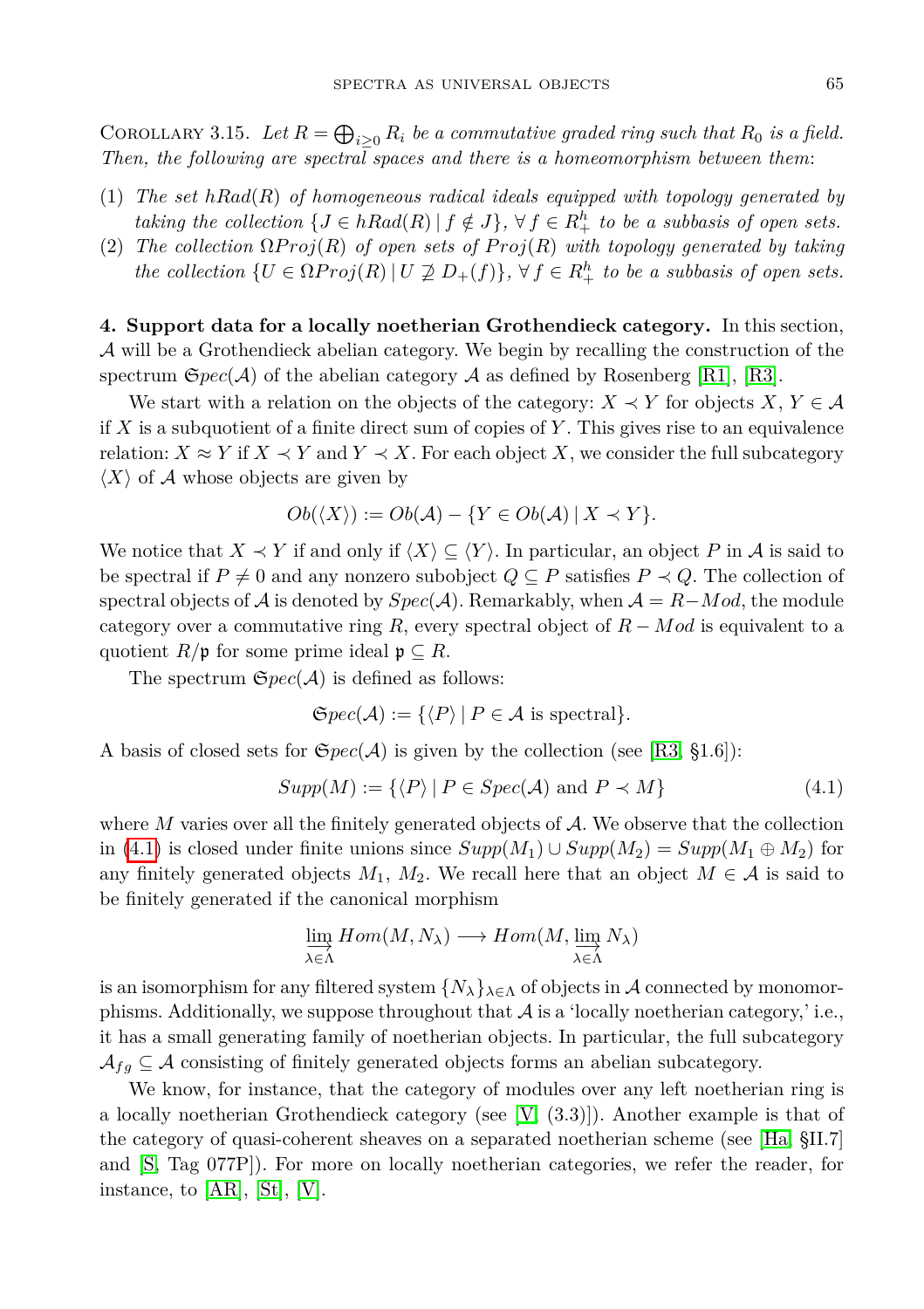Corollary 3.15. *Let $R = \bigoplus_{i \geq 0} R_i$ be a commutative graded ring such that $R_0$ is a field. Then, the following are spectral spaces and there is a homeomorphism between them*:

1. *The set $hRad(R)$ of homogeneous radical ideals equipped with topology generated by taking the collection $\{J \in hRad(R) \mid f \notin J\}$, $\forall\, f \in R_+^h$ to be a subbasis of open sets.*
2. *The collection $\Omega Proj(R)$ of open sets of $Proj(R)$ with topology generated by taking the collection $\{U \in \Omega Proj(R) \mid U \not\supseteq D_+(f)\}$, $\forall\, f \in R_+^h$ to be a subbasis of open sets.*

**4. Support data for a locally noetherian Grothendieck category.** In this section, $\mathcal{A}$ will be a Grothendieck abelian category. We begin by recalling the construction of the spectrum $\mathfrak{S}pec(\mathcal{A})$ of the abelian category $\mathcal{A}$ as defined by Rosenberg [R1], [R3].

We start with a relation on the objects of the category: $X \prec Y$ for objects $X, Y \in \mathcal{A}$ if $X$ is a subquotient of a finite direct sum of copies of $Y$. This gives rise to an equivalence relation: $X \approx Y$ if $X \prec Y$ and $Y \prec X$. For each object $X$, we consider the full subcategory $\langle X \rangle$ of $\mathcal{A}$ whose objects are given by

$$Ob(\langle X \rangle) := Ob(\mathcal{A}) - \{Y \in Ob(\mathcal{A}) \mid X \prec Y\}.$$

We notice that $X \prec Y$ if and only if $\langle X \rangle \subseteq \langle Y \rangle$. In particular, an object $P$ in $\mathcal{A}$ is said to be spectral if $P \neq 0$ and any nonzero subobject $Q \subseteq P$ satisfies $P \prec Q$. The collection of spectral objects of $\mathcal{A}$ is denoted by $Spec(\mathcal{A})$. Remarkably, when $\mathcal{A} = R-Mod$, the module category over a commutative ring $R$, every spectral object of $R-Mod$ is equivalent to a quotient $R/\mathfrak{p}$ for some prime ideal $\mathfrak{p} \subseteq R$.

The spectrum $\mathfrak{S}pec(\mathcal{A})$ is defined as follows:

$$\mathfrak{S}pec(\mathcal{A}) := \{\langle P \rangle \mid P \in \mathcal{A} \text{ is spectral}\}.$$

A basis of closed sets for $\mathfrak{S}pec(\mathcal{A})$ is given by the collection (see [R3, §1.6]):

$$Supp(M) := \{\langle P \rangle \mid P \in Spec(\mathcal{A}) \text{ and } P \prec M\} \tag{4.1}$$

where $M$ varies over all the finitely generated objects of $\mathcal{A}$. We observe that the collection in (4.1) is closed under finite unions since $Supp(M_1) \cup Supp(M_2) = Supp(M_1 \oplus M_2)$ for any finitely generated objects $M_1$, $M_2$. We recall here that an object $M \in \mathcal{A}$ is said to be finitely generated if the canonical morphism

$$\varinjlim_{\lambda \in \Lambda} Hom(M, N_\lambda) \longrightarrow Hom(M, \varinjlim_{\lambda \in \Lambda} N_\lambda)$$

is an isomorphism for any filtered system $\{N_\lambda\}_{\lambda \in \Lambda}$ of objects in $\mathcal{A}$ connected by monomorphisms. Additionally, we suppose throughout that $\mathcal{A}$ is a 'locally noetherian category,' i.e., it has a small generating family of noetherian objects. In particular, the full subcategory $\mathcal{A}_{fg} \subseteq \mathcal{A}$ consisting of finitely generated objects forms an abelian subcategory.

We know, for instance, that the category of modules over any left noetherian ring is a locally noetherian Grothendieck category (see [V, (3.3)]). Another example is that of the category of quasi-coherent sheaves on a separated noetherian scheme (see [Ha, §II.7] and [S, Tag 077P]). For more on locally noetherian categories, we refer the reader, for instance, to [AR], [St], [V].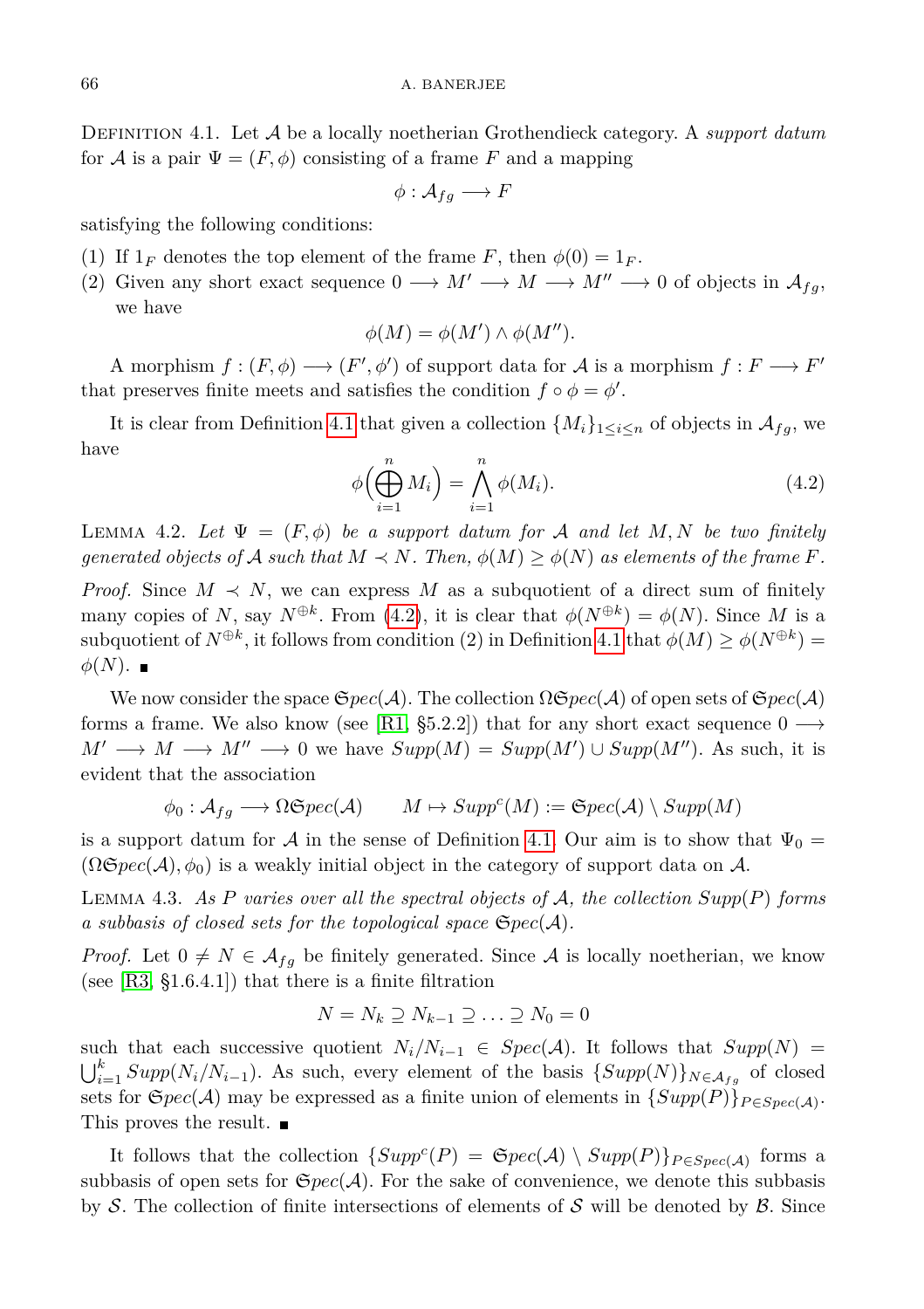**Definition 4.1.** Let $\mathcal{A}$ be a locally noetherian Grothendieck category. A *support datum* for $\mathcal{A}$ is a pair $\Psi = (F, \phi)$ consisting of a frame $F$ and a mapping

$$\phi : \mathcal{A}_{fg} \longrightarrow F$$

satisfying the following conditions:

1. If $1_F$ denotes the top element of the frame $F$, then $\phi(0) = 1_F$.
2. Given any short exact sequence $0 \longrightarrow M' \longrightarrow M \longrightarrow M'' \longrightarrow 0$ of objects in $\mathcal{A}_{fg}$, we have
$$\phi(M) = \phi(M') \wedge \phi(M'').$$

A morphism $f : (F, \phi) \longrightarrow (F', \phi')$ of support data for $\mathcal{A}$ is a morphism $f : F \longrightarrow F'$ that preserves finite meets and satisfies the condition $f \circ \phi = \phi'$.

It is clear from Definition 4.1 that given a collection $\{M_i\}_{1 \leq i \leq n}$ of objects in $\mathcal{A}_{fg}$, we have

$$\phi\Big(\bigoplus_{i=1}^{n} M_i\Big) = \bigwedge_{i=1}^{n} \phi(M_i). \tag{4.2}$$

**Lemma 4.2.** *Let $\Psi = (F, \phi)$ be a support datum for $\mathcal{A}$ and let $M, N$ be two finitely generated objects of $\mathcal{A}$ such that $M \prec N$. Then, $\phi(M) \geq \phi(N)$ as elements of the frame $F$.*

*Proof.* Since $M \prec N$, we can express $M$ as a subquotient of a direct sum of finitely many copies of $N$, say $N^{\oplus k}$. From (4.2), it is clear that $\phi(N^{\oplus k}) = \phi(N)$. Since $M$ is a subquotient of $N^{\oplus k}$, it follows from condition (2) in Definition 4.1 that $\phi(M) \geq \phi(N^{\oplus k}) = \phi(N)$. ∎

We now consider the space $\mathfrak{Spec}(\mathcal{A})$. The collection $\Omega\mathfrak{Spec}(\mathcal{A})$ of open sets of $\mathfrak{Spec}(\mathcal{A})$ forms a frame. We also know (see [R1, §5.2.2]) that for any short exact sequence $0 \longrightarrow M' \longrightarrow M \longrightarrow M'' \longrightarrow 0$ we have $Supp(M) = Supp(M') \cup Supp(M'')$. As such, it is evident that the association

$$\phi_0 : \mathcal{A}_{fg} \longrightarrow \Omega\mathfrak{Spec}(\mathcal{A}) \qquad M \mapsto Supp^c(M) := \mathfrak{Spec}(\mathcal{A}) \setminus Supp(M)$$

is a support datum for $\mathcal{A}$ in the sense of Definition 4.1. Our aim is to show that $\Psi_0 = (\Omega\mathfrak{Spec}(\mathcal{A}), \phi_0)$ is a weakly initial object in the category of support data on $\mathcal{A}$.

**Lemma 4.3.** *As $P$ varies over all the spectral objects of $\mathcal{A}$, the collection $Supp(P)$ forms a subbasis of closed sets for the topological space $\mathfrak{Spec}(\mathcal{A})$.*

*Proof.* Let $0 \neq N \in \mathcal{A}_{fg}$ be finitely generated. Since $\mathcal{A}$ is locally noetherian, we know (see [R3, §1.6.4.1]) that there is a finite filtration

$$N = N_k \supseteq N_{k-1} \supseteq \ldots \supseteq N_0 = 0$$

such that each successive quotient $N_i/N_{i-1} \in Spec(\mathcal{A})$. It follows that $Supp(N) = \bigcup_{i=1}^{k} Supp(N_i/N_{i-1})$. As such, every element of the basis $\{Supp(N)\}_{N \in \mathcal{A}_{fg}}$ of closed sets for $\mathfrak{Spec}(\mathcal{A})$ may be expressed as a finite union of elements in $\{Supp(P)\}_{P \in Spec(\mathcal{A})}$. This proves the result. ∎

It follows that the collection $\{Supp^c(P) = \mathfrak{Spec}(\mathcal{A}) \setminus Supp(P)\}_{P \in Spec(\mathcal{A})}$ forms a subbasis of open sets for $\mathfrak{Spec}(\mathcal{A})$. For the sake of convenience, we denote this subbasis by $\mathcal{S}$. The collection of finite intersections of elements of $\mathcal{S}$ will be denoted by $\mathcal{B}$. Since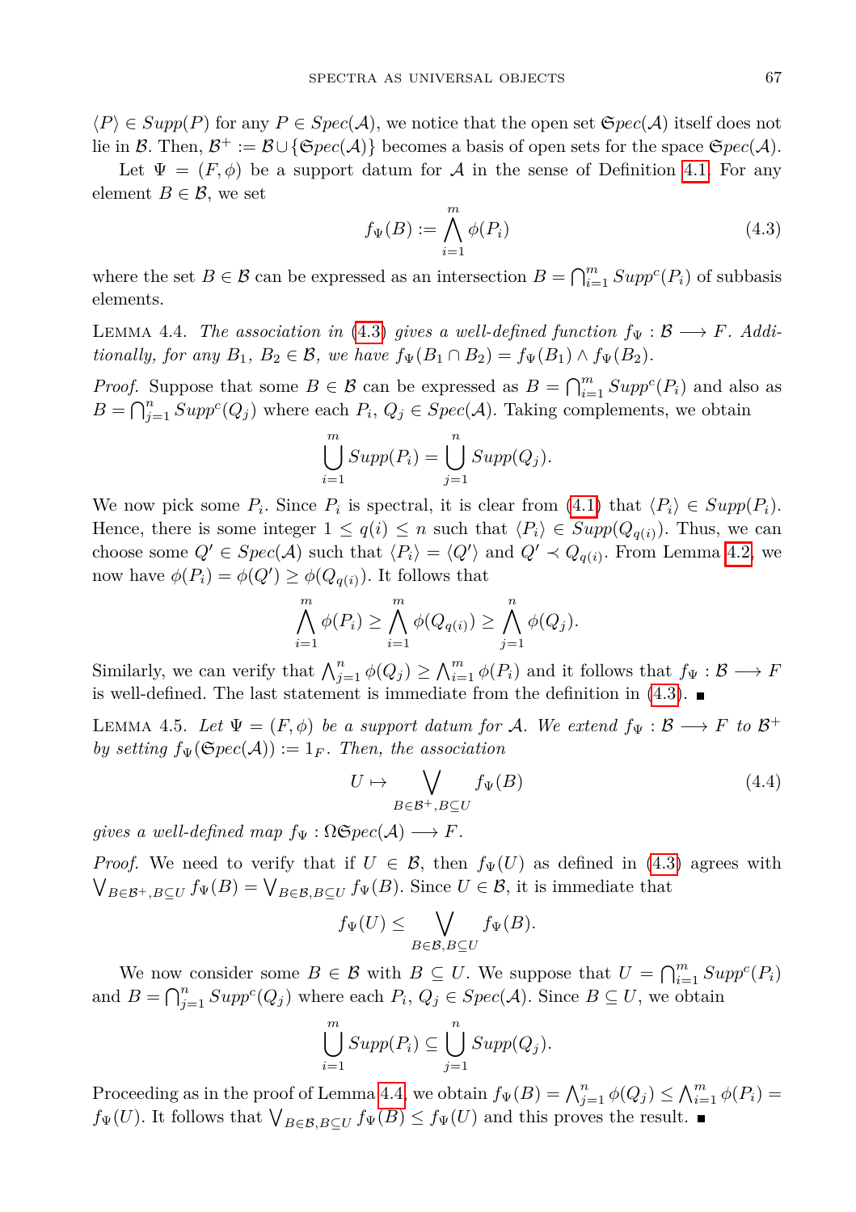$\langle P \rangle \in Supp(P)$ for any $P \in Spec(\mathcal{A})$, we notice that the open set $\mathfrak{S}pec(\mathcal{A})$ itself does not lie in $\mathcal{B}$. Then, $\mathcal{B}^+ := \mathcal{B} \cup \{\mathfrak{S}pec(\mathcal{A})\}$ becomes a basis of open sets for the space $\mathfrak{S}pec(\mathcal{A})$.

Let $\Psi = (F, \phi)$ be a support datum for $\mathcal{A}$ in the sense of Definition 4.1. For any element $B \in \mathcal{B}$, we set

$$f_\Psi(B) := \bigwedge_{i=1}^{m} \phi(P_i) \tag{4.3}$$

where the set $B \in \mathcal{B}$ can be expressed as an intersection $B = \bigcap_{i=1}^m Supp^c(P_i)$ of subbasis elements.

Lemma 4.4. *The association in (4.3) gives a well-defined function $f_\Psi : \mathcal{B} \longrightarrow F$. Additionally, for any $B_1, B_2 \in \mathcal{B}$, we have $f_\Psi(B_1 \cap B_2) = f_\Psi(B_1) \wedge f_\Psi(B_2)$.*

*Proof.* Suppose that some $B \in \mathcal{B}$ can be expressed as $B = \bigcap_{i=1}^m Supp^c(P_i)$ and also as $B = \bigcap_{j=1}^n Supp^c(Q_j)$ where each $P_i, Q_j \in Spec(\mathcal{A})$. Taking complements, we obtain

$$\bigcup_{i=1}^{m} Supp(P_i) = \bigcup_{j=1}^{n} Supp(Q_j).$$

We now pick some $P_i$. Since $P_i$ is spectral, it is clear from (4.1) that $\langle P_i \rangle \in Supp(P_i)$. Hence, there is some integer $1 \leq q(i) \leq n$ such that $\langle P_i \rangle \in Supp(Q_{q(i)})$. Thus, we can choose some $Q' \in Spec(\mathcal{A})$ such that $\langle P_i \rangle = \langle Q' \rangle$ and $Q' \prec Q_{q(i)}$. From Lemma 4.2, we now have $\phi(P_i) = \phi(Q') \geq \phi(Q_{q(i)})$. It follows that

$$\bigwedge_{i=1}^{m} \phi(P_i) \geq \bigwedge_{i=1}^{m} \phi(Q_{q(i)}) \geq \bigwedge_{j=1}^{n} \phi(Q_j).$$

Similarly, we can verify that $\bigwedge_{j=1}^n \phi(Q_j) \geq \bigwedge_{i=1}^m \phi(P_i)$ and it follows that $f_\Psi : \mathcal{B} \longrightarrow F$ is well-defined. The last statement is immediate from the definition in (4.3). ∎

Lemma 4.5. *Let $\Psi = (F, \phi)$ be a support datum for $\mathcal{A}$. We extend $f_\Psi : \mathcal{B} \longrightarrow F$ to $\mathcal{B}^+$ by setting $f_\Psi(\mathfrak{S}pec(\mathcal{A})) := 1_F$. Then, the association*

$$U \mapsto \bigvee_{B \in \mathcal{B}^+, B \subseteq U} f_\Psi(B) \tag{4.4}$$

*gives a well-defined map $f_\Psi : \Omega\mathfrak{S}pec(\mathcal{A}) \longrightarrow F$.*

*Proof.* We need to verify that if $U \in \mathcal{B}$, then $f_\Psi(U)$ as defined in (4.3) agrees with $\bigvee_{B \in \mathcal{B}^+, B \subseteq U} f_\Psi(B) = \bigvee_{B \in \mathcal{B}, B \subseteq U} f_\Psi(B)$. Since $U \in \mathcal{B}$, it is immediate that

$$f_\Psi(U) \leq \bigvee_{B \in \mathcal{B}, B \subseteq U} f_\Psi(B).$$

We now consider some $B \in \mathcal{B}$ with $B \subseteq U$. We suppose that $U = \bigcap_{i=1}^m Supp^c(P_i)$ and $B = \bigcap_{j=1}^n Supp^c(Q_j)$ where each $P_i, Q_j \in Spec(\mathcal{A})$. Since $B \subseteq U$, we obtain

$$\bigcup_{i=1}^{m} Supp(P_i) \subseteq \bigcup_{j=1}^{n} Supp(Q_j).$$

Proceeding as in the proof of Lemma 4.4, we obtain $f_\Psi(B) = \bigwedge_{j=1}^n \phi(Q_j) \leq \bigwedge_{i=1}^m \phi(P_i) = f_\Psi(U)$. It follows that $\bigvee_{B \in \mathcal{B}, B \subseteq U} f_\Psi(B) \leq f_\Psi(U)$ and this proves the result. ∎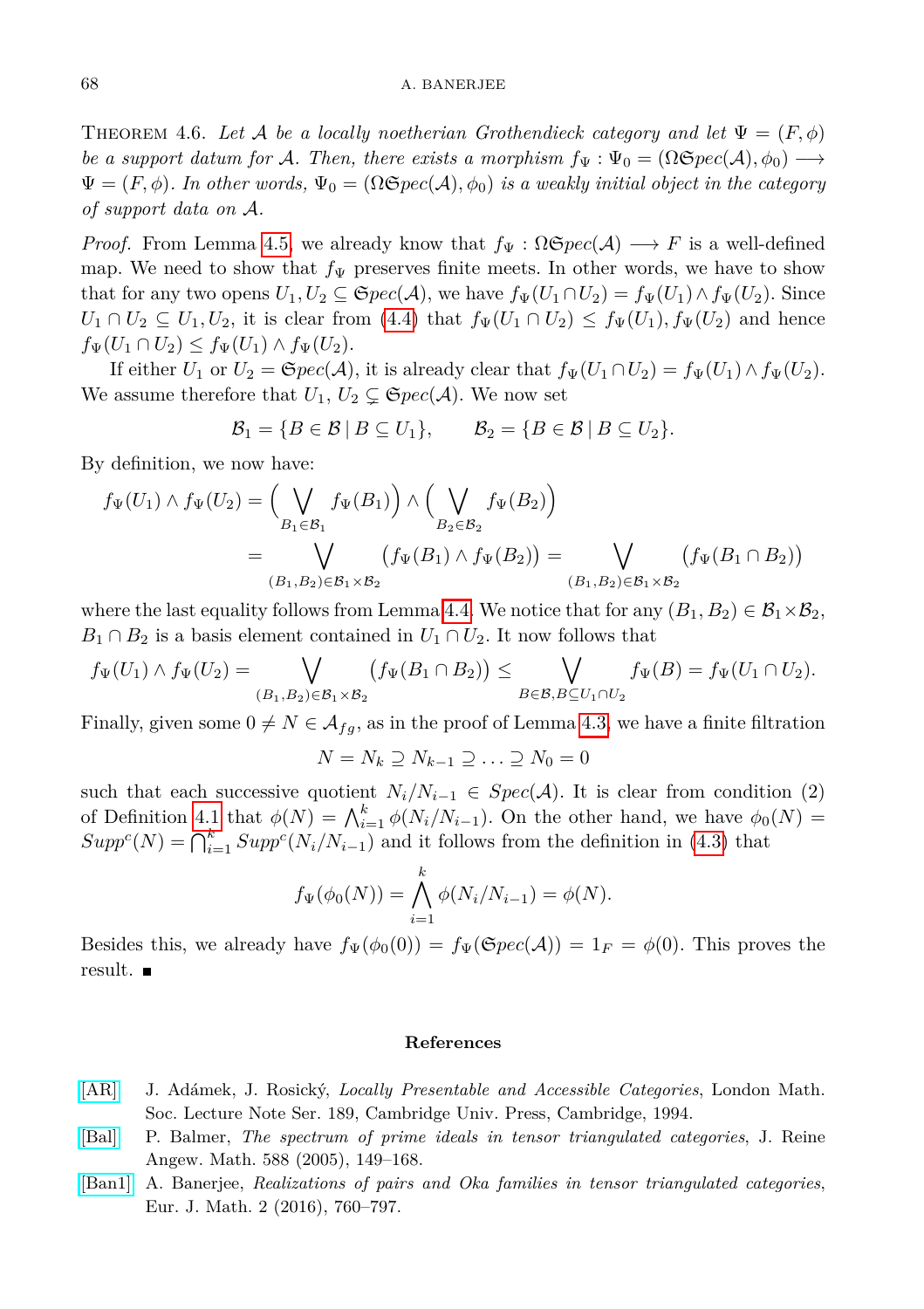THEOREM 4.6. *Let $\mathcal{A}$ be a locally noetherian Grothendieck category and let $\Psi = (F, \phi)$ be a support datum for $\mathcal{A}$. Then, there exists a morphism $f_\Psi : \Psi_0 = (\Omega\mathfrak{Spec}(\mathcal{A}), \phi_0) \longrightarrow \Psi = (F, \phi)$. In other words, $\Psi_0 = (\Omega\mathfrak{Spec}(\mathcal{A}), \phi_0)$ is a weakly initial object in the category of support data on $\mathcal{A}$.*

*Proof.* From Lemma 4.5, we already know that $f_\Psi : \Omega\mathfrak{Spec}(\mathcal{A}) \longrightarrow F$ is a well-defined map. We need to show that $f_\Psi$ preserves finite meets. In other words, we have to show that for any two opens $U_1, U_2 \subseteq \mathfrak{Spec}(\mathcal{A})$, we have $f_\Psi(U_1 \cap U_2) = f_\Psi(U_1) \wedge f_\Psi(U_2)$. Since $U_1 \cap U_2 \subseteq U_1, U_2$, it is clear from (4.4) that $f_\Psi(U_1 \cap U_2) \leq f_\Psi(U_1), f_\Psi(U_2)$ and hence $f_\Psi(U_1 \cap U_2) \leq f_\Psi(U_1) \wedge f_\Psi(U_2)$.

If either $U_1$ or $U_2 = \mathfrak{Spec}(\mathcal{A})$, it is already clear that $f_\Psi(U_1 \cap U_2) = f_\Psi(U_1) \wedge f_\Psi(U_2)$. We assume therefore that $U_1, U_2 \subsetneq \mathfrak{Spec}(\mathcal{A})$. We now set

$$\mathcal{B}_1 = \{B \in \mathcal{B} \mid B \subseteq U_1\}, \qquad \mathcal{B}_2 = \{B \in \mathcal{B} \mid B \subseteq U_2\}.$$

By definition, we now have:

$$\begin{aligned} f_\Psi(U_1) \wedge f_\Psi(U_2) &= \Big(\bigvee_{B_1 \in \mathcal{B}_1} f_\Psi(B_1)\Big) \wedge \Big(\bigvee_{B_2 \in \mathcal{B}_2} f_\Psi(B_2)\Big) \\ &= \bigvee_{(B_1, B_2) \in \mathcal{B}_1 \times \mathcal{B}_2} \big(f_\Psi(B_1) \wedge f_\Psi(B_2)\big) = \bigvee_{(B_1, B_2) \in \mathcal{B}_1 \times \mathcal{B}_2} \big(f_\Psi(B_1 \cap B_2)\big) \end{aligned}$$

where the last equality follows from Lemma 4.4. We notice that for any $(B_1, B_2) \in \mathcal{B}_1 \times \mathcal{B}_2$, $B_1 \cap B_2$ is a basis element contained in $U_1 \cap U_2$. It now follows that

$$f_\Psi(U_1) \wedge f_\Psi(U_2) = \bigvee_{(B_1, B_2) \in \mathcal{B}_1 \times \mathcal{B}_2} \big(f_\Psi(B_1 \cap B_2)\big) \leq \bigvee_{B \in \mathcal{B}, B \subseteq U_1 \cap U_2} f_\Psi(B) = f_\Psi(U_1 \cap U_2).$$

Finally, given some $0 \neq N \in \mathcal{A}_{fg}$, as in the proof of Lemma 4.3, we have a finite filtration

$$N = N_k \supseteq N_{k-1} \supseteq \ldots \supseteq N_0 = 0$$

such that each successive quotient $N_i/N_{i-1} \in Spec(\mathcal{A})$. It is clear from condition (2) of Definition 4.1 that $\phi(N) = \bigwedge_{i=1}^{k} \phi(N_i/N_{i-1})$. On the other hand, we have $\phi_0(N) = Supp^c(N) = \bigcap_{i=1}^{k} Supp^c(N_i/N_{i-1})$ and it follows from the definition in (4.3) that

$$f_\Psi(\phi_0(N)) = \bigwedge_{i=1}^{k} \phi(N_i/N_{i-1}) = \phi(N).$$

Besides this, we already have $f_\Psi(\phi_0(0)) = f_\Psi(\mathfrak{Spec}(\mathcal{A})) = 1_F = \phi(0)$. This proves the result. ∎

## References

[AR] J. Adámek, J. Rosický, *Locally Presentable and Accessible Categories*, London Math. Soc. Lecture Note Ser. 189, Cambridge Univ. Press, Cambridge, 1994.

[Bal] P. Balmer, *The spectrum of prime ideals in tensor triangulated categories*, J. Reine Angew. Math. 588 (2005), 149–168.

[Ban1] A. Banerjee, *Realizations of pairs and Oka families in tensor triangulated categories*, Eur. J. Math. 2 (2016), 760–797.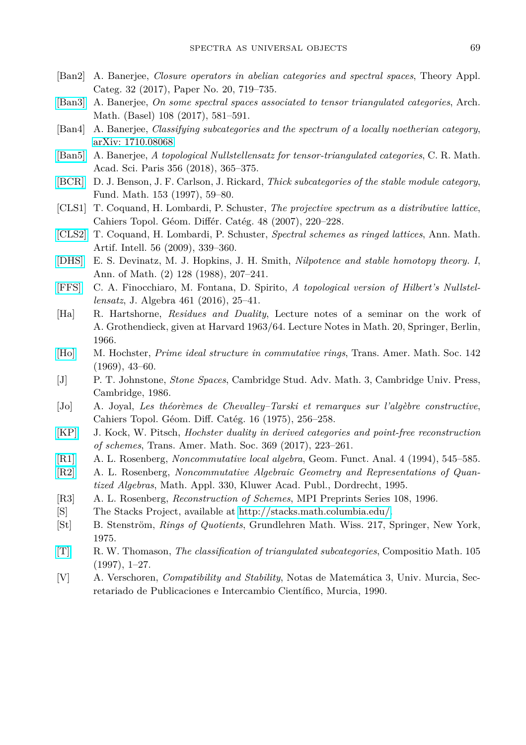[Ban2] A. Banerjee, *Closure operators in abelian categories and spectral spaces*, Theory Appl. Categ. 32 (2017), Paper No. 20, 719–735.

[Ban3] A. Banerjee, *On some spectral spaces associated to tensor triangulated categories*, Arch. Math. (Basel) 108 (2017), 581–591.

[Ban4] A. Banerjee, *Classifying subcategories and the spectrum of a locally noetherian category*, arXiv: 1710.08068.

[Ban5] A. Banerjee, *A topological Nullstellensatz for tensor-triangulated categories*, C. R. Math. Acad. Sci. Paris 356 (2018), 365–375.

[BCR] D. J. Benson, J. F. Carlson, J. Rickard, *Thick subcategories of the stable module category*, Fund. Math. 153 (1997), 59–80.

[CLS1] T. Coquand, H. Lombardi, P. Schuster, *The projective spectrum as a distributive lattice*, Cahiers Topol. Géom. Différ. Catég. 48 (2007), 220–228.

[CLS2] T. Coquand, H. Lombardi, P. Schuster, *Spectral schemes as ringed lattices*, Ann. Math. Artif. Intell. 56 (2009), 339–360.

[DHS] E. S. Devinatz, M. J. Hopkins, J. H. Smith, *Nilpotence and stable homotopy theory. I*, Ann. of Math. (2) 128 (1988), 207–241.

[FFS] C. A. Finocchiaro, M. Fontana, D. Spirito, *A topological version of Hilbert's Nullstellensatz*, J. Algebra 461 (2016), 25–41.

[Ha] R. Hartshorne, *Residues and Duality*, Lecture notes of a seminar on the work of A. Grothendieck, given at Harvard 1963/64. Lecture Notes in Math. 20, Springer, Berlin, 1966.

[Ho] M. Hochster, *Prime ideal structure in commutative rings*, Trans. Amer. Math. Soc. 142 (1969), 43–60.

[J] P. T. Johnstone, *Stone Spaces*, Cambridge Stud. Adv. Math. 3, Cambridge Univ. Press, Cambridge, 1986.

[Jo] A. Joyal, *Les théorèmes de Chevalley–Tarski et remarques sur l'algèbre constructive*, Cahiers Topol. Géom. Diff. Catég. 16 (1975), 256–258.

[KP] J. Kock, W. Pitsch, *Hochster duality in derived categories and point-free reconstruction of schemes*, Trans. Amer. Math. Soc. 369 (2017), 223–261.

[R1] A. L. Rosenberg, *Noncommutative local algebra*, Geom. Funct. Anal. 4 (1994), 545–585.

[R2] A. L. Rosenberg, *Noncommutative Algebraic Geometry and Representations of Quantized Algebras*, Math. Appl. 330, Kluwer Acad. Publ., Dordrecht, 1995.

[R3] A. L. Rosenberg, *Reconstruction of Schemes*, MPI Preprints Series 108, 1996.

[S] The Stacks Project, available at http://stacks.math.columbia.edu/.

[St] B. Stenström, *Rings of Quotients*, Grundlehren Math. Wiss. 217, Springer, New York, 1975.

[T] R. W. Thomason, *The classification of triangulated subcategories*, Compositio Math. 105 (1997), 1–27.

[V] A. Verschoren, *Compatibility and Stability*, Notas de Matemática 3, Univ. Murcia, Secretariado de Publicaciones e Intercambio Científico, Murcia, 1990.